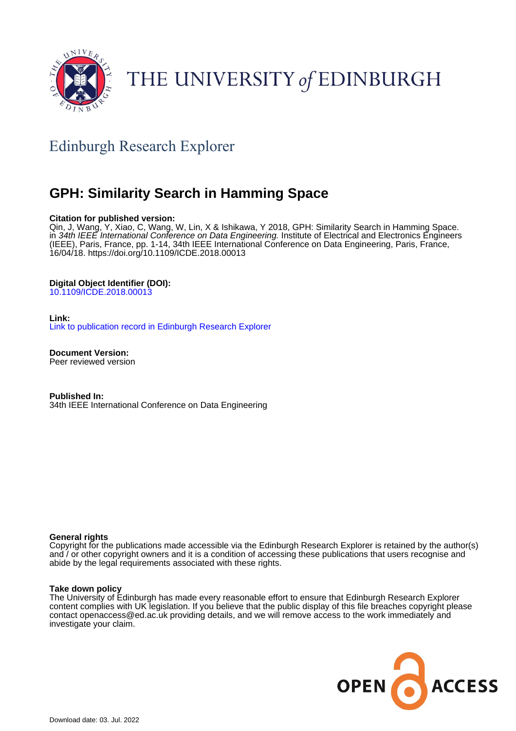THE UNIVERSITY *of* EDINBURGH

## Edinburgh Research Explorer

# GPH: Similarity Search in Hamming Space

**Citation for published version:**
Qin, J, Wang, Y, Xiao, C, Wang, W, Lin, X & Ishikawa, Y 2018, GPH: Similarity Search in Hamming Space. in *34th IEEE International Conference on Data Engineering.* Institute of Electrical and Electronics Engineers (IEEE), Paris, France, pp. 1-14, 34th IEEE International Conference on Data Engineering, Paris, France, 16/04/18. https://doi.org/10.1109/ICDE.2018.00013

**Digital Object Identifier (DOI):**
10.1109/ICDE.2018.00013

**Link:**
Link to publication record in Edinburgh Research Explorer

**Document Version:**
Peer reviewed version

**Published In:**
34th IEEE International Conference on Data Engineering

**General rights**
Copyright for the publications made accessible via the Edinburgh Research Explorer is retained by the author(s) and / or other copyright owners and it is a condition of accessing these publications that users recognise and abide by the legal requirements associated with these rights.

**Take down policy**
The University of Edinburgh has made every reasonable effort to ensure that Edinburgh Research Explorer content complies with UK legislation. If you believe that the public display of this file breaches copyright please contact openaccess@ed.ac.uk providing details, and we will remove access to the work immediately and investigate your claim.

OPEN ACCESS

Download date: 03. Jul. 2022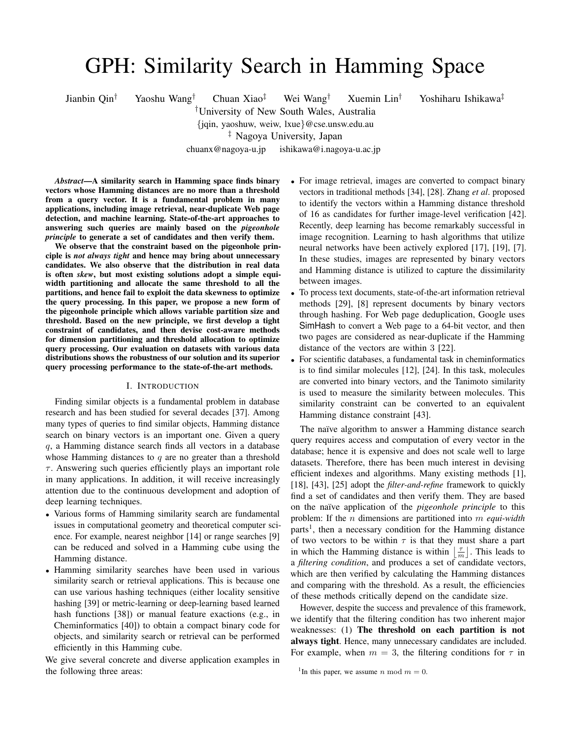# GPH: Similarity Search in Hamming Space

Jianbin Qin[†] Yaoshu Wang[†] Chuan Xiao[‡] Wei Wang[†] Xuemin Lin[†] Yoshiharu Ishikawa[‡]

[†]University of New South Wales, Australia

{jqin, yaoshuw, weiw, lxue}@cse.unsw.edu.au

[‡] Nagoya University, Japan

chuanx@nagoya-u.jp ishikawa@i.nagoya-u.ac.jp

***Abstract*—A similarity search in Hamming space finds binary vectors whose Hamming distances are no more than a threshold from a query vector. It is a fundamental problem in many applications, including image retrieval, near-duplicate Web page detection, and machine learning. State-of-the-art approaches to answering such queries are mainly based on the *pigeonhole principle* to generate a set of candidates and then verify them.**

**We observe that the constraint based on the pigeonhole principle is *not always tight* and hence may bring about unnecessary candidates. We also observe that the distribution in real data is often *skew*, but most existing solutions adopt a simple equi-width partitioning and allocate the same threshold to all the partitions, and hence fail to exploit the data skewness to optimize the query processing. In this paper, we propose a new form of the pigeonhole principle which allows variable partition size and threshold. Based on the new principle, we first develop a tight constraint of candidates, and then devise cost-aware methods for dimension partitioning and threshold allocation to optimize query processing. Our evaluation on datasets with various data distributions shows the robustness of our solution and its superior query processing performance to the state-of-the-art methods.**

## I. Introduction

Finding similar objects is a fundamental problem in database research and has been studied for several decades [37]. Among many types of queries to find similar objects, Hamming distance search on binary vectors is an important one. Given a query $q$, a Hamming distance search finds all vectors in a database whose Hamming distances to $q$ are no greater than a threshold $\tau$. Answering such queries efficiently plays an important role in many applications. In addition, it will receive increasingly attention due to the continuous development and adoption of deep learning techniques.

- Various forms of Hamming similarity search are fundamental issues in computational geometry and theoretical computer science. For example, nearest neighbor [14] or range searches [9] can be reduced and solved in a Hamming cube using the Hamming distance.
- Hamming similarity searches have been used in various similarity search or retrieval applications. This is because one can use various hashing techniques (either locality sensitive hashing [39] or metric-learning or deep-learning based learned hash functions [38]) or manual feature exactions (e.g., in Cheminformatics [40]) to obtain a compact binary code for objects, and similarity search or retrieval can be performed efficiently in this Hamming cube.

We give several concrete and diverse application examples in the following three areas:

- For image retrieval, images are converted to compact binary vectors in traditional methods [34], [28]. Zhang *et al*. proposed to identify the vectors within a Hamming distance threshold of 16 as candidates for further image-level verification [42]. Recently, deep learning has become remarkably successful in image recognition. Learning to hash algorithms that utilize neural networks have been actively explored [17], [19], [7]. In these studies, images are represented by binary vectors and Hamming distance is utilized to capture the dissimilarity between images.
- To process text documents, state-of-the-art information retrieval methods [29], [8] represent documents by binary vectors through hashing. For Web page deduplication, Google uses SimHash to convert a Web page to a 64-bit vector, and then two pages are considered as near-duplicate if the Hamming distance of the vectors are within 3 [22].
- For scientific databases, a fundamental task in cheminformatics is to find similar molecules [12], [24]. In this task, molecules are converted into binary vectors, and the Tanimoto similarity is used to measure the similarity between molecules. This similarity constraint can be converted to an equivalent Hamming distance constraint [43].

The naïve algorithm to answer a Hamming distance search query requires access and computation of every vector in the database; hence it is expensive and does not scale well to large datasets. Therefore, there has been much interest in devising efficient indexes and algorithms. Many existing methods [1], [18], [43], [25] adopt the *filter-and-refine* framework to quickly find a set of candidates and then verify them. They are based on the naïve application of the *pigeonhole principle* to this problem: If the $n$ dimensions are partitioned into $m$ *equi-width* parts[1], then a necessary condition for the Hamming distance of two vectors to be within $\tau$ is that they must share a part in which the Hamming distance is within $\lfloor \frac{\tau}{m} \rfloor$. This leads to a *filtering condition*, and produces a set of candidate vectors, which are then verified by calculating the Hamming distances and comparing with the threshold. As a result, the efficiencies of these methods critically depend on the candidate size.

However, despite the success and prevalence of this framework, we identify that the filtering condition has two inherent major weaknesses: (1) **The threshold on each partition is not always tight**. Hence, many unnecessary candidates are included. For example, when $m = 3$, the filtering conditions for $\tau$ in

[1]In this paper, we assume $n \bmod m = 0$.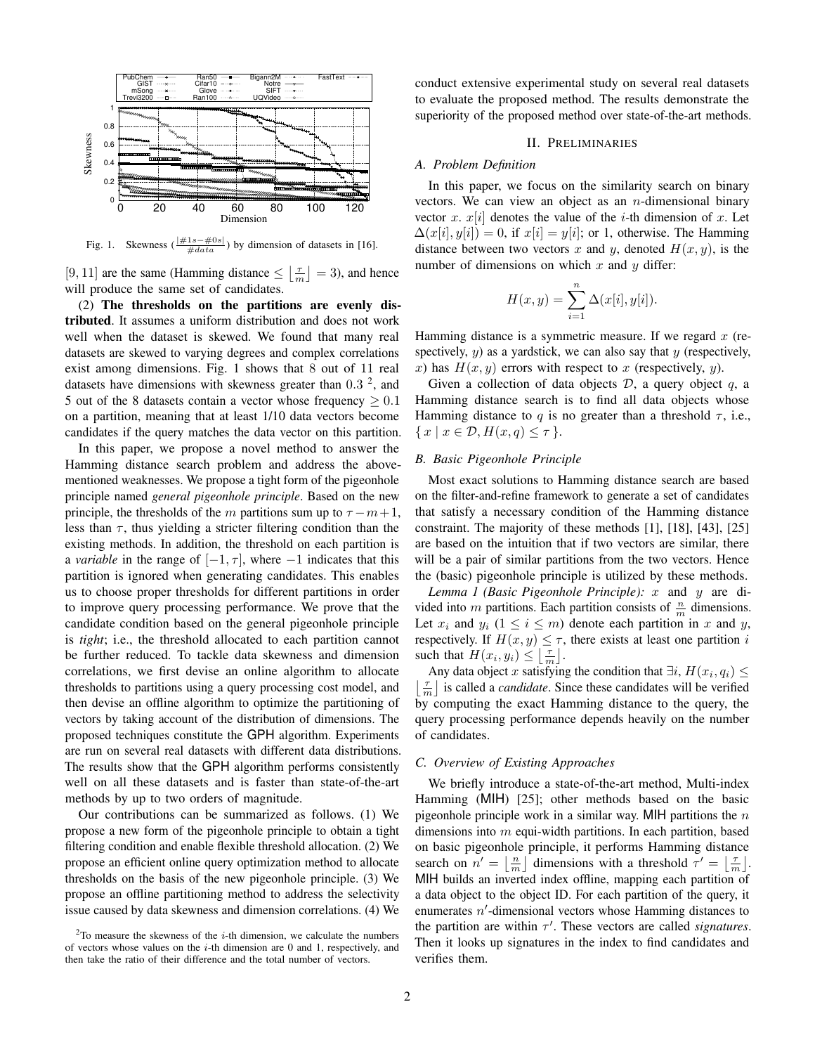Fig. 1. Skewness ($\frac{|\#1s - \#0s|}{\#data}$) by dimension of datasets in [16].

$[9, 11]$ are the same (Hamming distance $\leq \left\lfloor \frac{\tau}{m} \right\rfloor = 3$), and hence will produce the same set of candidates.

(2) **The thresholds on the partitions are evenly distributed**. It assumes a uniform distribution and does not work well when the dataset is skewed. We found that many real datasets are skewed to varying degrees and complex correlations exist among dimensions. Fig. 1 shows that 8 out of 11 real datasets have dimensions with skewness greater than 0.3 [2], and 5 out of the 8 datasets contain a vector whose frequency $\geq 0.1$ on a partition, meaning that at least 1/10 data vectors become candidates if the query matches the data vector on this partition.

In this paper, we propose a novel method to answer the Hamming distance search problem and address the above-mentioned weaknesses. We propose a tight form of the pigeonhole principle named *general pigeonhole principle*. Based on the new principle, the thresholds of the $m$ partitions sum up to $\tau - m + 1$, less than $\tau$, thus yielding a stricter filtering condition than the existing methods. In addition, the threshold on each partition is a *variable* in the range of $[-1, \tau]$, where $-1$ indicates that this partition is ignored when generating candidates. This enables us to choose proper thresholds for different partitions in order to improve query processing performance. We prove that the candidate condition based on the general pigeonhole principle is *tight*; i.e., the threshold allocated to each partition cannot be further reduced. To tackle data skewness and dimension correlations, we first devise an online algorithm to allocate thresholds to partitions using a query processing cost model, and then devise an offline algorithm to optimize the partitioning of vectors by taking account of the distribution of dimensions. The proposed techniques constitute the GPH algorithm. Experiments are run on several real datasets with different data distributions. The results show that the GPH algorithm performs consistently well on all these datasets and is faster than state-of-the-art methods by up to two orders of magnitude.

Our contributions can be summarized as follows. (1) We propose a new form of the pigeonhole principle to obtain a tight filtering condition and enable flexible threshold allocation. (2) We propose an efficient online query optimization method to allocate thresholds on the basis of the new pigeonhole principle. (3) We propose an offline partitioning method to address the selectivity issue caused by data skewness and dimension correlations. (4) We conduct extensive experimental study on several real datasets to evaluate the proposed method. The results demonstrate the superiority of the proposed method over state-of-the-art methods.

[2] To measure the skewness of the $i$-th dimension, we calculate the numbers of vectors whose values on the $i$-th dimension are 0 and 1, respectively, and then take the ratio of their difference and the total number of vectors.

## II. Preliminaries

### A. Problem Definition

In this paper, we focus on the similarity search on binary vectors. We can view an object as an $n$-dimensional binary vector $x$. $x[i]$ denotes the value of the $i$-th dimension of $x$. Let $\Delta(x[i], y[i]) = 0$, if $x[i] = y[i]$; or 1, otherwise. The Hamming distance between two vectors $x$ and $y$, denoted $H(x, y)$, is the number of dimensions on which $x$ and $y$ differ:

$$H(x, y) = \sum_{i=1}^{n} \Delta(x[i], y[i]).$$

Hamming distance is a symmetric measure. If we regard $x$ (respectively, $y$) as a yardstick, we can also say that $y$ (respectively, $x$) has $H(x, y)$ errors with respect to $x$ (respectively, $y$).

Given a collection of data objects $\mathcal{D}$, a query object $q$, a Hamming distance search is to find all data objects whose Hamming distance to $q$ is no greater than a threshold $\tau$, i.e., $\{ x \mid x \in \mathcal{D}, H(x, q) \leq \tau \}$.

### B. Basic Pigeonhole Principle

Most exact solutions to Hamming distance search are based on the filter-and-refine framework to generate a set of candidates that satisfy a necessary condition of the Hamming distance constraint. The majority of these methods [1], [18], [43], [25] are based on the intuition that if two vectors are similar, there will be a pair of similar partitions from the two vectors. Hence the (basic) pigeonhole principle is utilized by these methods.

*Lemma 1 (Basic Pigeonhole Principle):* $x$ and $y$ are divided into $m$ partitions. Each partition consists of $\frac{n}{m}$ dimensions. Let $x_i$ and $y_i$ ($1 \leq i \leq m$) denote each partition in $x$ and $y$, respectively. If $H(x, y) \leq \tau$, there exists at least one partition $i$ such that $H(x_i, y_i) \leq \left\lfloor \frac{\tau}{m} \right\rfloor$.

Any data object $x$ satisfying the condition that $\exists i, H(x_i, q_i) \leq \left\lfloor \frac{\tau}{m} \right\rfloor$ is called a *candidate*. Since these candidates will be verified by computing the exact Hamming distance to the query, the query processing performance depends heavily on the number of candidates.

### C. Overview of Existing Approaches

We briefly introduce a state-of-the-art method, Multi-index Hamming (MIH) [25]; other methods based on the basic pigeonhole principle work in a similar way. MIH partitions the $n$ dimensions into $m$ equi-width partitions. In each partition, based on basic pigeonhole principle, it performs Hamming distance search on $n' = \left\lfloor \frac{n}{m} \right\rfloor$ dimensions with a threshold $\tau' = \left\lfloor \frac{\tau}{m} \right\rfloor$. MIH builds an inverted index offline, mapping each partition of a data object to the object ID. For each partition of the query, it enumerates $n'$-dimensional vectors whose Hamming distances to the partition are within $\tau'$. These vectors are called *signatures*. Then it looks up signatures in the index to find candidates and verifies them.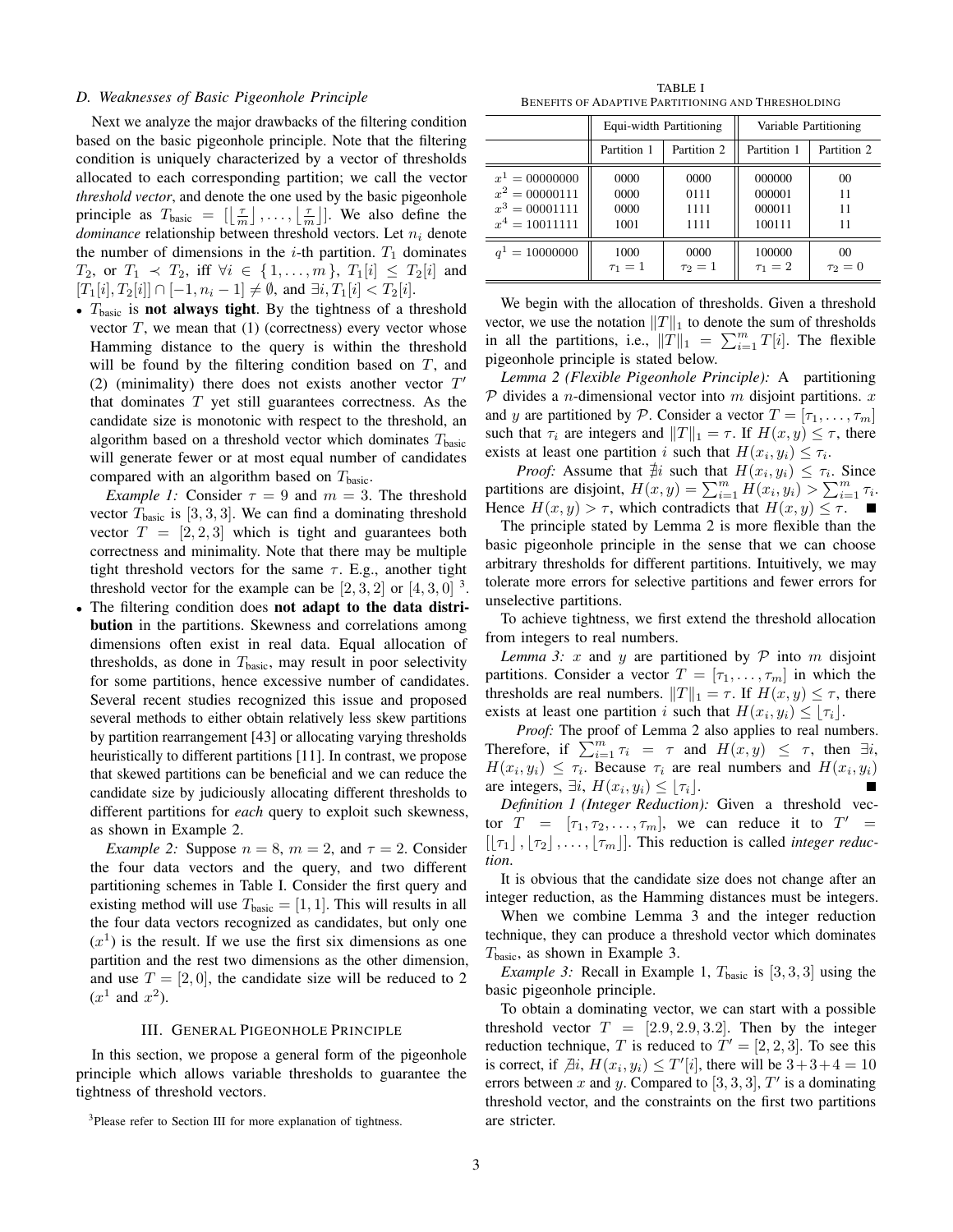### D. Weaknesses of Basic Pigeonhole Principle

Next we analyze the major drawbacks of the filtering condition based on the basic pigeonhole principle. Note that the filtering condition is uniquely characterized by a vector of thresholds allocated to each corresponding partition; we call the vector *threshold vector*, and denote the one used by the basic pigeonhole principle as $T_{\text{basic}} = [\lfloor \frac{\tau}{m} \rfloor, \ldots, \lfloor \frac{\tau}{m} \rfloor]$. We also define the *dominance* relationship between threshold vectors. Let $n_i$ denote the number of dimensions in the $i$-th partition. $T_1$ dominates $T_2$, or $T_1 \prec T_2$, iff $\forall i \in \{1, \ldots, m\}$, $T_1[i] \le T_2[i]$ and $[T_1[i], T_2[i]] \cap [-1, n_i - 1] \ne \emptyset$, and $\exists i, T_1[i] < T_2[i]$.

- $T_{\text{basic}}$ is **not always tight**. By the tightness of a threshold vector $T$, we mean that (1) (correctness) every vector whose Hamming distance to the query is within the threshold will be found by the filtering condition based on $T$, and (2) (minimality) there does not exists another vector $T'$ that dominates $T$ yet still guarantees correctness. As the candidate size is monotonic with respect to the threshold, an algorithm based on a threshold vector which dominates $T_{\text{basic}}$ will generate fewer or at most equal number of candidates compared with an algorithm based on $T_{\text{basic}}$.

  *Example 1:* Consider $\tau = 9$ and $m = 3$. The threshold vector $T_{\text{basic}}$ is $[3, 3, 3]$. We can find a dominating threshold vector $T = [2, 2, 3]$ which is tight and guarantees both correctness and minimality. Note that there may be multiple tight threshold vectors for the same $\tau$. E.g., another tight threshold vector for the example can be $[2, 3, 2]$ or $[4, 3, 0]$ [3].
- The filtering condition does **not adapt to the data distribution** in the partitions. Skewness and correlations among dimensions often exist in real data. Equal allocation of thresholds, as done in $T_{\text{basic}}$, may result in poor selectivity for some partitions, hence excessive number of candidates. Several recent studies recognized this issue and proposed several methods to either obtain relatively less skew partitions by partition rearrangement [43] or allocating varying thresholds heuristically to different partitions [11]. In contrast, we propose that skewed partitions can be beneficial and we can reduce the candidate size by judiciously allocating different thresholds to different partitions for *each* query to exploit such skewness, as shown in Example 2.

  *Example 2:* Suppose $n = 8$, $m = 2$, and $\tau = 2$. Consider the four data vectors and the query, and two different partitioning schemes in Table I. Consider the first query and existing method will use $T_{\text{basic}} = [1, 1]$. This will results in all the four data vectors recognized as candidates, but only one ($x^1$) is the result. If we use the first six dimensions as one partition and the rest two dimensions as the other dimension, and use $T = [2, 0]$, the candidate size will be reduced to 2 ($x^1$ and $x^2$).

## III. General Pigeonhole Principle

In this section, we propose a general form of the pigeonhole principle which allows variable thresholds to guarantee the tightness of threshold vectors.

[3]Please refer to Section III for more explanation of tightness.

TABLE I
Benefits of Adaptive Partitioning and Thresholding

| | Equi-width Partitioning | | Variable Partitioning | |
|---|---|---|---|---|
| | Partition 1 | Partition 2 | Partition 1 | Partition 2 |
| $x^1 = 00000000$ | 0000 | 0000 | 000000 | 00 |
| $x^2 = 00000111$ | 0000 | 0111 | 000001 | 11 |
| $x^3 = 00001111$ | 0000 | 1111 | 000011 | 11 |
| $x^4 = 10011111$ | 1001 | 1111 | 100111 | 11 |
| $q^1 = 10000000$ | 1000 $\tau_1 = 1$ | 0000 $\tau_2 = 1$ | 100000 $\tau_1 = 2$ | 00 $\tau_2 = 0$ |

We begin with the allocation of thresholds. Given a threshold vector, we use the notation $\|T\|_1$ to denote the sum of thresholds in all the partitions, i.e., $\|T\|_1 = \sum_{i=1}^{m} T[i]$. The flexible pigeonhole principle is stated below.

*Lemma 2 (Flexible Pigeonhole Principle):* A partitioning $\mathcal{P}$ divides a $n$-dimensional vector into $m$ disjoint partitions. $x$ and $y$ are partitioned by $\mathcal{P}$. Consider a vector $T = [\tau_1, \ldots, \tau_m]$ such that $\tau_i$ are integers and $\|T\|_1 = \tau$. If $H(x, y) \le \tau$, there exists at least one partition $i$ such that $H(x_i, y_i) \le \tau_i$.

*Proof:* Assume that $\nexists i$ such that $H(x_i, y_i) \le \tau_i$. Since partitions are disjoint, $H(x, y) = \sum_{i=1}^{m} H(x_i, y_i) > \sum_{i=1}^{m} \tau_i$. Hence $H(x, y) > \tau$, which contradicts that $H(x, y) \le \tau$. ∎

The principle stated by Lemma 2 is more flexible than the basic pigeonhole principle in the sense that we can choose arbitrary thresholds for different partitions. Intuitively, we may tolerate more errors for selective partitions and fewer errors for unselective partitions.

To achieve tightness, we first extend the threshold allocation from integers to real numbers.

*Lemma 3:* $x$ and $y$ are partitioned by $\mathcal{P}$ into $m$ disjoint partitions. Consider a vector $T = [\tau_1, \ldots, \tau_m]$ in which the thresholds are real numbers. $\|T\|_1 = \tau$. If $H(x, y) \le \tau$, there exists at least one partition $i$ such that $H(x_i, y_i) \le \lfloor \tau_i \rfloor$.

*Proof:* The proof of Lemma 2 also applies to real numbers. Therefore, if $\sum_{i=1}^{m} \tau_i = \tau$ and $H(x, y) \le \tau$, then $\exists i$, $H(x_i, y_i) \le \tau_i$. Because $\tau_i$ are real numbers and $H(x_i, y_i)$ are integers, $\exists i$, $H(x_i, y_i) \le \lfloor \tau_i \rfloor$. ∎

*Definition 1 (Integer Reduction):* Given a threshold vector $T = [\tau_1, \tau_2, \ldots, \tau_m]$, we can reduce it to $T' = [\lfloor \tau_1 \rfloor, \lfloor \tau_2 \rfloor, \ldots, \lfloor \tau_m \rfloor]$. This reduction is called *integer reduction*.

It is obvious that the candidate size does not change after an integer reduction, as the Hamming distances must be integers.

When we combine Lemma 3 and the integer reduction technique, they can produce a threshold vector which dominates $T_{\text{basic}}$, as shown in Example 3.

*Example 3:* Recall in Example 1, $T_{\text{basic}}$ is $[3, 3, 3]$ using the basic pigeonhole principle.

To obtain a dominating vector, we can start with a possible threshold vector $T = [2.9, 2.9, 3.2]$. Then by the integer reduction technique, $T$ is reduced to $T' = [2, 2, 3]$. To see this is correct, if $\nexists i$, $H(x_i, y_i) \le T'[i]$, there will be $3 + 3 + 4 = 10$ errors between $x$ and $y$. Compared to $[3, 3, 3]$, $T'$ is a dominating threshold vector, and the constraints on the first two partitions are stricter.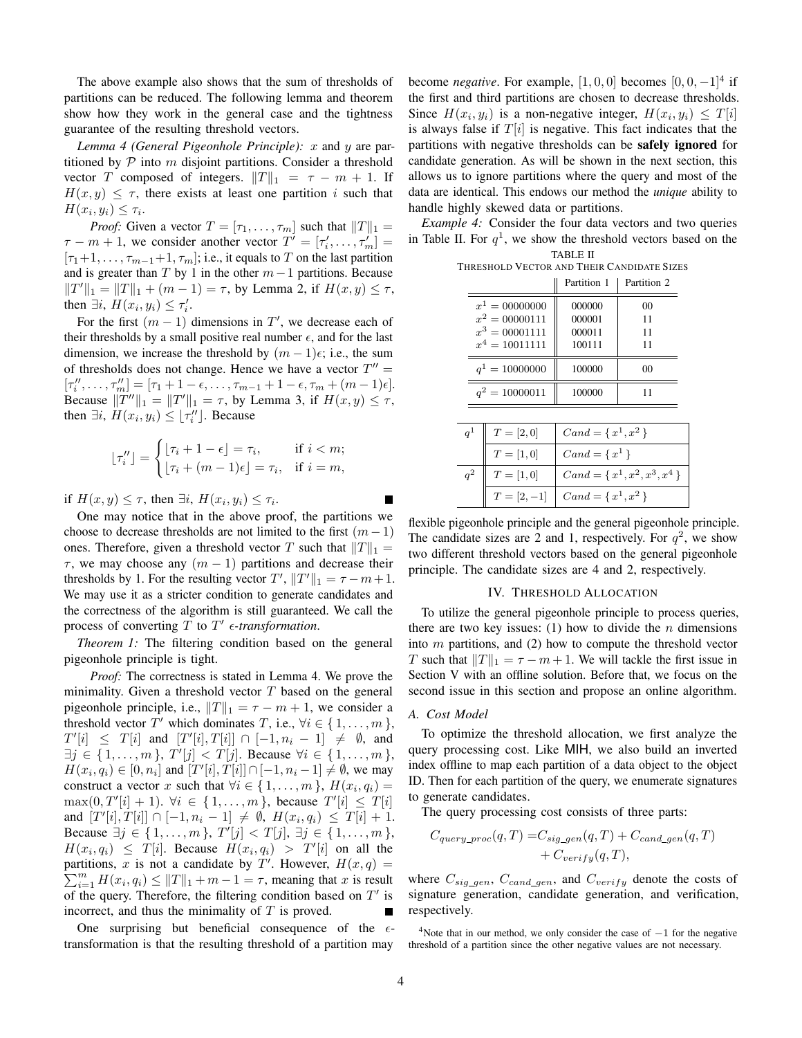The above example also shows that the sum of thresholds of partitions can be reduced. The following lemma and theorem show how they work in the general case and the tightness guarantee of the resulting threshold vectors.

*Lemma 4 (General Pigeonhole Principle):* $x$ and $y$ are partitioned by $\mathcal{P}$ into $m$ disjoint partitions. Consider a threshold vector $T$ composed of integers. $\|T\|_1 = \tau - m + 1$. If $H(x, y) \leq \tau$, there exists at least one partition $i$ such that $H(x_i, y_i) \leq \tau_i$.

*Proof:* Given a vector $T = [\tau_1, \ldots, \tau_m]$ such that $\|T\|_1 = \tau - m + 1$, we consider another vector $T' = [\tau'_i, \ldots, \tau'_m] = [\tau_1+1, \ldots, \tau_{m-1}+1, \tau_m]$; i.e., it equals to $T$ on the last partition and is greater than $T$ by 1 in the other $m-1$ partitions. Because $\|T'\|_1 = \|T\|_1 + (m-1) = \tau$, by Lemma 2, if $H(x, y) \leq \tau$, then $\exists i$, $H(x_i, y_i) \leq \tau'_i$.

For the first $(m-1)$ dimensions in $T'$, we decrease each of their thresholds by a small positive real number $\epsilon$, and for the last dimension, we increase the threshold by $(m-1)\epsilon$; i.e., the sum of thresholds does not change. Hence we have a vector $T'' = [\tau''_i, \ldots, \tau''_m] = [\tau_1 + 1 - \epsilon, \ldots, \tau_{m-1} + 1 - \epsilon, \tau_m + (m-1)\epsilon]$. Because $\|T''\|_1 = \|T'\|_1 = \tau$, by Lemma 3, if $H(x, y) \leq \tau$, then $\exists i$, $H(x_i, y_i) \leq \lfloor \tau''_i \rfloor$. Because

$$\lfloor \tau''_i \rfloor = \begin{cases} \lfloor \tau_i + 1 - \epsilon \rfloor = \tau_i, & \text{if } i < m; \\ \lfloor \tau_i + (m-1)\epsilon \rfloor = \tau_i, & \text{if } i = m, \end{cases}$$

if $H(x, y) \leq \tau$, then $\exists i$, $H(x_i, y_i) \leq \tau_i$. ∎

One may notice that in the above proof, the partitions we choose to decrease thresholds are not limited to the first $(m-1)$ ones. Therefore, given a threshold vector $T$ such that $\|T\|_1 = \tau$, we may choose any $(m-1)$ partitions and decrease their thresholds by 1. For the resulting vector $T'$, $\|T'\|_1 = \tau - m + 1$. We may use it as a stricter condition to generate candidates and the correctness of the algorithm is still guaranteed. We call the process of converting $T$ to $T'$ *$\epsilon$-transformation*.

*Theorem 1:* The filtering condition based on the general pigeonhole principle is tight.

*Proof:* The correctness is stated in Lemma 4. We prove the minimality. Given a threshold vector $T$ based on the general pigeonhole principle, i.e., $\|T\|_1 = \tau - m + 1$, we consider a threshold vector $T'$ which dominates $T$, i.e., $\forall i \in \{1, \ldots, m\}$, $T'[i] \leq T[i]$ and $[T'[i], T[i]] \cap [-1, n_i - 1] \neq \emptyset$, and $\exists j \in \{1, \ldots, m\}$, $T'[j] < T[j]$. Because $\forall i \in \{1, \ldots, m\}$, $H(x_i, q_i) \in [0, n_i]$ and $[T'[i], T[i]] \cap [-1, n_i - 1] \neq \emptyset$, we may construct a vector $x$ such that $\forall i \in \{1, \ldots, m\}$, $H(x_i, q_i) = \max(0, T'[i] + 1)$. $\forall i \in \{1, \ldots, m\}$, because $T'[i] \leq T[i]$ and $[T'[i], T[i]] \cap [-1, n_i - 1] \neq \emptyset$, $H(x_i, q_i) \leq T[i] + 1$. Because $\exists j \in \{1, \ldots, m\}$, $T'[j] < T[j]$, $\exists j \in \{1, \ldots, m\}$, $H(x_i, q_i) \leq T[i]$. Because $H(x_i, q_i) > T'[i]$ on all the partitions, $x$ is not a candidate by $T'$. However, $H(x, q) = \sum_{i=1}^{m} H(x_i, q_i) \leq \|T\|_1 + m - 1 = \tau$, meaning that $x$ is result of the query. Therefore, the filtering condition based on $T'$ is incorrect, and thus the minimality of $T$ is proved. ∎

One surprising but beneficial consequence of the $\epsilon$-transformation is that the resulting threshold of a partition may become *negative*. For example, $[1, 0, 0]$ becomes $[0, 0, -1]$[4] if the first and third partitions are chosen to decrease thresholds. Since $H(x_i, y_i)$ is a non-negative integer, $H(x_i, y_i) \leq T[i]$ is always false if $T[i]$ is negative. This fact indicates that the partitions with negative thresholds can be **safely ignored** for candidate generation. As will be shown in the next section, this allows us to ignore partitions where the query and most of the data are identical. This endows our method the ***unique*** ability to handle highly skewed data or partitions.

*Example 4:* Consider the four data vectors and two queries in Table II. For $q^1$, we show the threshold vectors based on the flexible pigeonhole principle and the general pigeonhole principle. The candidate sizes are 2 and 1, respectively. For $q^2$, we show two different threshold vectors based on the general pigeonhole principle. The candidate sizes are 4 and 2, respectively.

TABLE II
THRESHOLD VECTOR AND THEIR CANDIDATE SIZES

| | Partition 1 | Partition 2 |
|---|---|---|
| $x^1 = 00000000$ | 000000 | 00 |
| $x^2 = 00000111$ | 000001 | 11 |
| $x^3 = 00001111$ | 000011 | 11 |
| $x^4 = 10011111$ | 100111 | 11 |
| $q^1 = 10000000$ | 100000 | 00 |
| $q^2 = 10000011$ | 100000 | 11 |

| | | |
|---|---|---|
| $q^1$ | $T = [2, 0]$ | $Cand = \{x^1, x^2\}$ |
| | $T = [1, 0]$ | $Cand = \{x^1\}$ |
| $q^2$ | $T = [1, 0]$ | $Cand = \{x^1, x^2, x^3, x^4\}$ |
| | $T = [2, -1]$ | $Cand = \{x^1, x^2\}$ |

## IV. Threshold Allocation

To utilize the general pigeonhole principle to process queries, there are two key issues: (1) how to divide the $n$ dimensions into $m$ partitions, and (2) how to compute the threshold vector $T$ such that $\|T\|_1 = \tau - m + 1$. We will tackle the first issue in Section V with an offline solution. Before that, we focus on the second issue in this section and propose an online algorithm.

### A. Cost Model

To optimize the threshold allocation, we first analyze the query processing cost. Like MIH, we also build an inverted index offline to map each partition of a data object to the object ID. Then for each partition of the query, we enumerate signatures to generate candidates.

The query processing cost consists of three parts:

$$C_{query\_proc}(q, T) = C_{sig\_gen}(q, T) + C_{cand\_gen}(q, T) + C_{verify}(q, T),$$

where $C_{sig\_gen}$, $C_{cand\_gen}$, and $C_{verify}$ denote the costs of signature generation, candidate generation, and verification, respectively.

[4]Note that in our method, we only consider the case of $-1$ for the negative threshold of a partition since the other negative values are not necessary.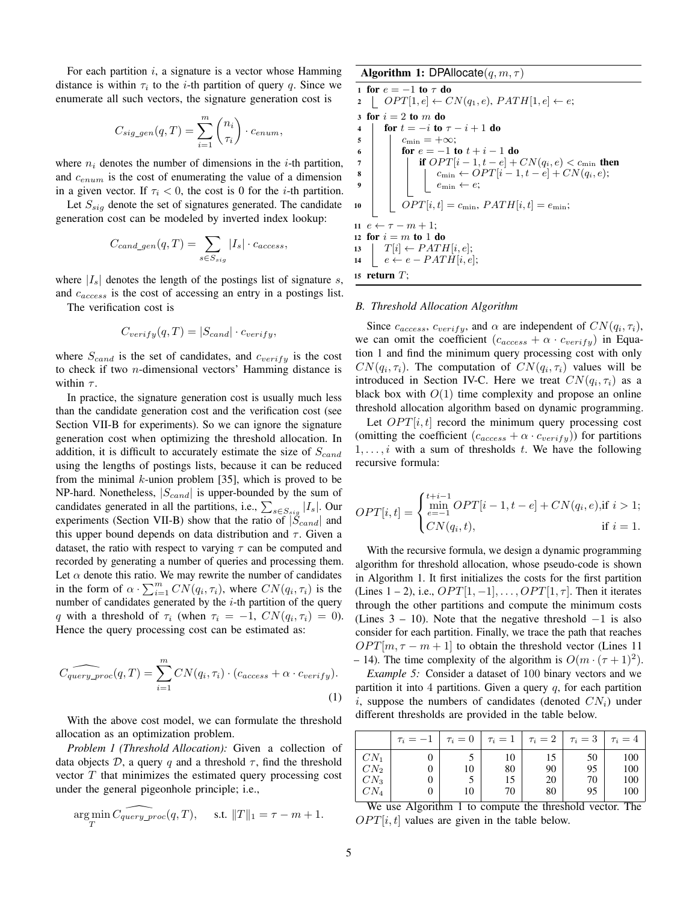For each partition $i$, a signature is a vector whose Hamming distance is within $\tau_i$ to the $i$-th partition of query $q$. Since we enumerate all such vectors, the signature generation cost is

$$C_{sig\_gen}(q, T) = \sum_{i=1}^{m} \binom{n_i}{\tau_i} \cdot c_{enum},$$

where $n_i$ denotes the number of dimensions in the $i$-th partition, and $c_{enum}$ is the cost of enumerating the value of a dimension in a given vector. If $\tau_i < 0$, the cost is 0 for the $i$-th partition.

Let $S_{sig}$ denote the set of signatures generated. The candidate generation cost can be modeled by inverted index lookup:

$$C_{cand\_gen}(q, T) = \sum_{s \in S_{sig}} |I_s| \cdot c_{access},$$

where $|I_s|$ denotes the length of the postings list of signature $s$, and $c_{access}$ is the cost of accessing an entry in a postings list.

The verification cost is

$$C_{verify}(q, T) = |S_{cand}| \cdot c_{verify},$$

where $S_{cand}$ is the set of candidates, and $c_{verify}$ is the cost to check if two $n$-dimensional vectors' Hamming distance is within $\tau$.

In practice, the signature generation cost is usually much less than the candidate generation cost and the verification cost (see Section VII-B for experiments). So we can ignore the signature generation cost when optimizing the threshold allocation. In addition, it is difficult to accurately estimate the size of $S_{cand}$ using the lengths of postings lists, because it can be reduced from the minimal $k$-union problem [35], which is proved to be NP-hard. Nonetheless, $|S_{cand}|$ is upper-bounded by the sum of candidates generated in all the partitions, i.e., $\sum_{s \in S_{sig}} |I_s|$. Our experiments (Section VII-B) show that the ratio of $|S_{cand}|$ and this upper bound depends on data distribution and $\tau$. Given a dataset, the ratio with respect to varying $\tau$ can be computed and recorded by generating a number of queries and processing them. Let $\alpha$ denote this ratio. We may rewrite the number of candidates in the form of $\alpha \cdot \sum_{i=1}^{m} CN(q_i, \tau_i)$, where $CN(q_i, \tau_i)$ is the number of candidates generated by the $i$-th partition of the query $q$ with a threshold of $\tau_i$ (when $\tau_i = -1$, $CN(q_i, \tau_i) = 0$). Hence the query processing cost can be estimated as:

$$\widehat{C_{query\_proc}}(q, T) = \sum_{i=1}^{m} CN(q_i, \tau_i) \cdot (c_{access} + \alpha \cdot c_{verify}). \tag{1}$$

With the above cost model, we can formulate the threshold allocation as an optimization problem.

*Problem 1 (Threshold Allocation):* Given a collection of data objects $\mathcal{D}$, a query $q$ and a threshold $\tau$, find the threshold vector $T$ that minimizes the estimated query processing cost under the general pigeonhole principle; i.e.,

$$\arg\min_{T} \widehat{C_{query\_proc}}(q, T), \quad \text{s.t. } \|T\|_1 = \tau - m + 1.$$

**Algorithm 1:** DPAllocate$(q, m, \tau)$

```
1  for e = -1 to τ do
2      OPT[1, e] ← CN(q_1, e), PATH[1, e] ← e;
3  for i = 2 to m do
4      for t = -i to τ - i + 1 do
5          c_min = +∞;
6          for e = -1 to t + i - 1 do
7              if OPT[i-1, t-e] + CN(q_i, e) < c_min then
8                  c_min ← OPT[i-1, t-e] + CN(q_i, e);
9                  e_min ← e;
10         OPT[i, t] = c_min, PATH[i, t] = e_min;
11 e ← τ - m + 1;
12 for i = m to 1 do
13     T[i] ← PATH[i, e];
14     e ← e - PATH[i, e];
15 return T;
```

### B. Threshold Allocation Algorithm

Since $c_{access}$, $c_{verify}$, and $\alpha$ are independent of $CN(q_i, \tau_i)$, we can omit the coefficient $(c_{access} + \alpha \cdot c_{verify})$ in Equation 1 and find the minimum query processing cost with only $CN(q_i, \tau_i)$. The computation of $CN(q_i, \tau_i)$ values will be introduced in Section IV-C. Here we treat $CN(q_i, \tau_i)$ as a black box with $O(1)$ time complexity and propose an online threshold allocation algorithm based on dynamic programming.

Let $OPT[i, t]$ record the minimum query processing cost (omitting the coefficient $(c_{access} + \alpha \cdot c_{verify})$) for partitions $1, \ldots, i$ with a sum of thresholds $t$. We have the following recursive formula:

$$OPT[i, t] = \begin{cases} \min\limits_{e=-1}^{t+i-1} OPT[i-1, t-e] + CN(q_i, e), & \text{if } i > 1; \\ CN(q_i, t), & \text{if } i = 1. \end{cases}$$

With the recursive formula, we design a dynamic programming algorithm for threshold allocation, whose pseudo-code is shown in Algorithm 1. It first initializes the costs for the first partition (Lines 1 – 2), i.e., $OPT[1, -1], \ldots, OPT[1, \tau]$. Then it iterates through the other partitions and compute the minimum costs (Lines 3 – 10). Note that the negative threshold $-1$ is also consider for each partition. Finally, we trace the path that reaches $OPT[m, \tau - m + 1]$ to obtain the threshold vector (Lines 11 – 14). The time complexity of the algorithm is $O(m \cdot (\tau + 1)^2)$.

*Example 5:* Consider a dataset of 100 binary vectors and we partition it into 4 partitions. Given a query $q$, for each partition $i$, suppose the numbers of candidates (denoted $CN_i$) under different thresholds are provided in the table below.

| | $\tau_i = -1$ | $\tau_i = 0$ | $\tau_i = 1$ | $\tau_i = 2$ | $\tau_i = 3$ | $\tau_i = 4$ |
|---|---|---|---|---|---|---|
| $CN_1$ | 0 | 5 | 10 | 15 | 50 | 100 |
| $CN_2$ | 0 | 10 | 80 | 90 | 95 | 100 |
| $CN_3$ | 0 | 5 | 15 | 20 | 70 | 100 |
| $CN_4$ | 0 | 10 | 70 | 80 | 95 | 100 |

We use Algorithm 1 to compute the threshold vector. The $OPT[i, t]$ values are given in the table below.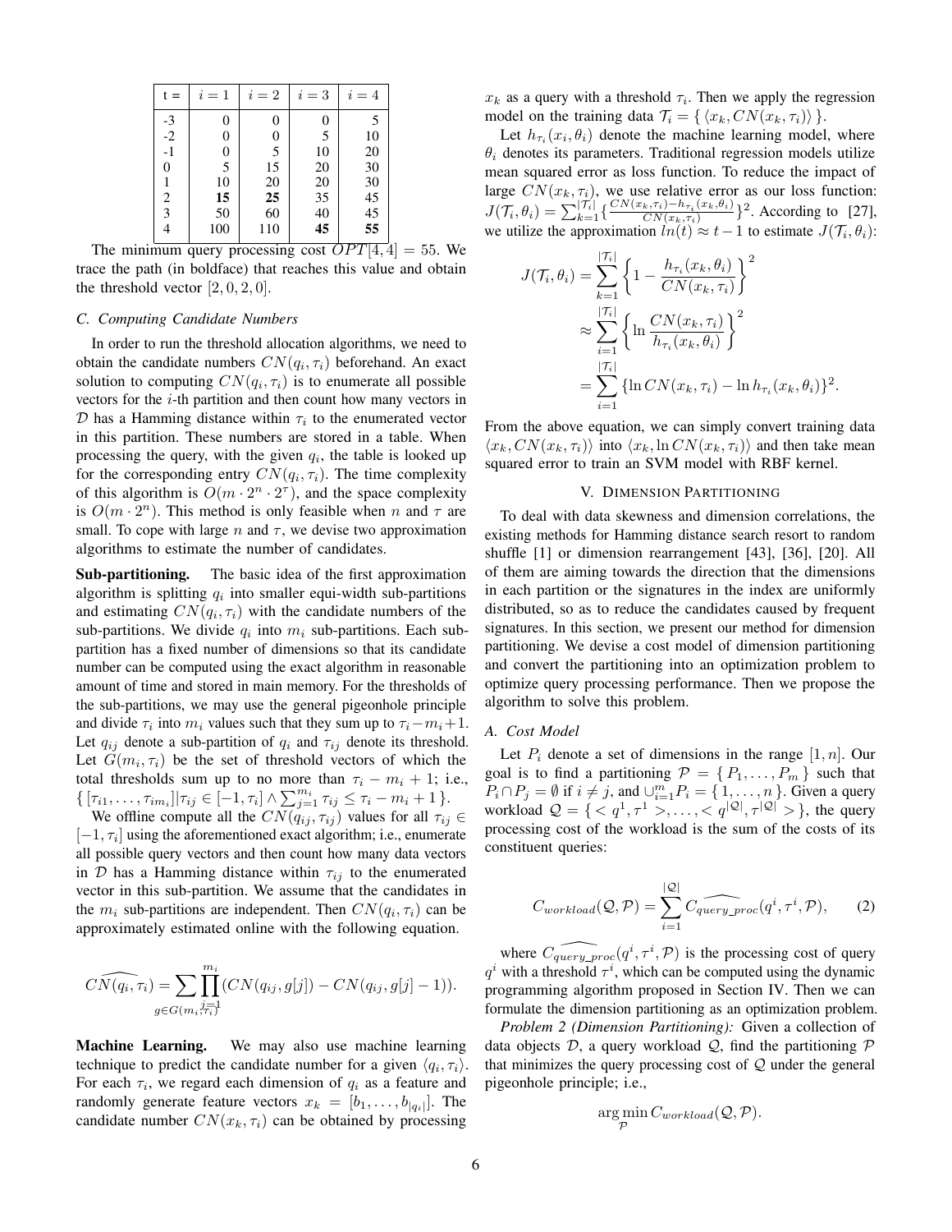| t = | $i = 1$ | $i = 2$ | $i = 3$ | $i = 4$ |
|---|---|---|---|---|
| -3 | 0 | 0 | 0 | 5 |
| -2 | 0 | 0 | 5 | 10 |
| -1 | 0 | 5 | 10 | 20 |
| 0 | 5 | 15 | 20 | 30 |
| 1 | 10 | 20 | 20 | 30 |
| 2 | **15** | **25** | 35 | 45 |
| 3 | 50 | 60 | 40 | 45 |
| 4 | 100 | 110 | **45** | **55** |

The minimum query processing cost $OPT[4, 4] = 55$. We trace the path (in boldface) that reaches this value and obtain the threshold vector $[2, 0, 2, 0]$.

### C. Computing Candidate Numbers

In order to run the threshold allocation algorithms, we need to obtain the candidate numbers $CN(q_i, \tau_i)$ beforehand. An exact solution to computing $CN(q_i, \tau_i)$ is to enumerate all possible vectors for the $i$-th partition and then count how many vectors in $\mathcal{D}$ has a Hamming distance within $\tau_i$ to the enumerated vector in this partition. These numbers are stored in a table. When processing the query, with the given $q_i$, the table is looked up for the corresponding entry $CN(q_i, \tau_i)$. The time complexity of this algorithm is $O(m \cdot 2^n \cdot 2^\tau)$, and the space complexity is $O(m \cdot 2^n)$. This method is only feasible when $n$ and $\tau$ are small. To cope with large $n$ and $\tau$, we devise two approximation algorithms to estimate the number of candidates.

**Sub-partitioning.** The basic idea of the first approximation algorithm is splitting $q_i$ into smaller equi-width sub-partitions and estimating $CN(q_i, \tau_i)$ with the candidate numbers of the sub-partitions. We divide $q_i$ into $m_i$ sub-partitions. Each sub-partition has a fixed number of dimensions so that its candidate number can be computed using the exact algorithm in reasonable amount of time and stored in main memory. For the thresholds of the sub-partitions, we may use the general pigeonhole principle and divide $\tau_i$ into $m_i$ values such that they sum up to $\tau_i - m_i + 1$. Let $q_{ij}$ denote a sub-partition of $q_i$ and $\tau_{ij}$ denote its threshold. Let $G(m_i, \tau_i)$ be the set of threshold vectors of which the total thresholds sum up to no more than $\tau_i - m_i + 1$; i.e., $\{ [\tau_{i1}, \ldots, \tau_{im_i}] | \tau_{ij} \in [-1, \tau_i] \wedge \sum_{j=1}^{m_i} \tau_{ij} \leq \tau_i - m_i + 1 \}$.

We offline compute all the $CN(q_{ij}, \tau_{ij})$ values for all $\tau_{ij} \in [-1, \tau_i]$ using the aforementioned exact algorithm; i.e., enumerate all possible query vectors and then count how many data vectors in $\mathcal{D}$ has a Hamming distance within $\tau_{ij}$ to the enumerated vector in this sub-partition. We assume that the candidates in the $m_i$ sub-partitions are independent. Then $CN(q_i, \tau_i)$ can be approximately estimated online with the following equation.

$$\widehat{CN(q_i, \tau_i)} = \sum_{g \in G(m_i, \tau_i)} \prod_{j=1}^{m_i} (CN(q_{ij}, g[j]) - CN(q_{ij}, g[j] - 1)).$$

**Machine Learning.** We may also use machine learning technique to predict the candidate number for a given $\langle q_i, \tau_i \rangle$. For each $\tau_i$, we regard each dimension of $q_i$ as a feature and randomly generate feature vectors $x_k = [b_1, \ldots, b_{|q_i|}]$. The candidate number $CN(x_k, \tau_i)$ can be obtained by processing $x_k$ as a query with a threshold $\tau_i$. Then we apply the regression model on the training data $\mathcal{T}_i = \{ \langle x_k, CN(x_k, \tau_i) \rangle \}$.

Let $h_{\tau_i}(x_i, \theta_i)$ denote the machine learning model, where $\theta_i$ denotes its parameters. Traditional regression models utilize mean squared error as loss function. To reduce the impact of large $CN(x_k, \tau_i)$, we use relative error as our loss function: $J(\mathcal{T}_i, \theta_i) = \sum_{k=1}^{|\mathcal{T}_i|} \{ \frac{CN(x_k, \tau_i) - h_{\tau_i}(x_k, \theta_i)}{CN(x_k, \tau_i)} \}^2$. According to [27], we utilize the approximation $ln(t) \approx t - 1$ to estimate $J(\mathcal{T}_i, \theta_i)$:

$$\begin{aligned} J(\mathcal{T}_i, \theta_i) &= \sum_{k=1}^{|\mathcal{T}_i|} \left\{ 1 - \frac{h_{\tau_i}(x_k, \theta_i)}{CN(x_k, \tau_i)} \right\}^2 \\ &\approx \sum_{i=1}^{|\mathcal{T}_i|} \left\{ \ln \frac{CN(x_k, \tau_i)}{h_{\tau_i}(x_k, \theta_i)} \right\}^2 \\ &= \sum_{i=1}^{|\mathcal{T}_i|} \{ \ln CN(x_k, \tau_i) - \ln h_{\tau_i}(x_k, \theta_i) \}^2. \end{aligned}$$

From the above equation, we can simply convert training data $\langle x_k, CN(x_k, \tau_i) \rangle$ into $\langle x_k, \ln CN(x_k, \tau_i) \rangle$ and then take mean squared error to train an SVM model with RBF kernel.

## V. Dimension Partitioning

To deal with data skewness and dimension correlations, the existing methods for Hamming distance search resort to random shuffle [1] or dimension rearrangement [43], [36], [20]. All of them are aiming towards the direction that the dimensions in each partition or the signatures in the index are uniformly distributed, so as to reduce the candidates caused by frequent signatures. In this section, we present our method for dimension partitioning. We devise a cost model of dimension partitioning and convert the partitioning into an optimization problem to optimize query processing performance. Then we propose the algorithm to solve this problem.

### A. Cost Model

Let $P_i$ denote a set of dimensions in the range $[1, n]$. Our goal is to find a partitioning $\mathcal{P} = \{ P_1, \ldots, P_m \}$ such that $P_i \cap P_j = \emptyset$ if $i \neq j$, and $\cup_{i=1}^{m} P_i = \{ 1, \ldots, n \}$. Given a query workload $\mathcal{Q} = \{ < q^1, \tau^1 >, \ldots, < q^{|\mathcal{Q}|}, \tau^{|\mathcal{Q}|} > \}$, the query processing cost of the workload is the sum of the costs of its constituent queries:

$$C_{workload}(\mathcal{Q}, \mathcal{P}) = \sum_{i=1}^{|\mathcal{Q}|} \widehat{C_{query\_proc}}(q^i, \tau^i, \mathcal{P}), \qquad (2)$$

where $\widehat{C_{query\_proc}}(q^i, \tau^i, \mathcal{P})$ is the processing cost of query $q^i$ with a threshold $\tau^i$, which can be computed using the dynamic programming algorithm proposed in Section IV. Then we can formulate the dimension partitioning as an optimization problem.

*Problem 2 (Dimension Partitioning):* Given a collection of data objects $\mathcal{D}$, a query workload $\mathcal{Q}$, find the partitioning $\mathcal{P}$ that minimizes the query processing cost of $\mathcal{Q}$ under the general pigeonhole principle; i.e.,

$$\arg\min_{\mathcal{P}} C_{workload}(\mathcal{Q}, \mathcal{P}).$$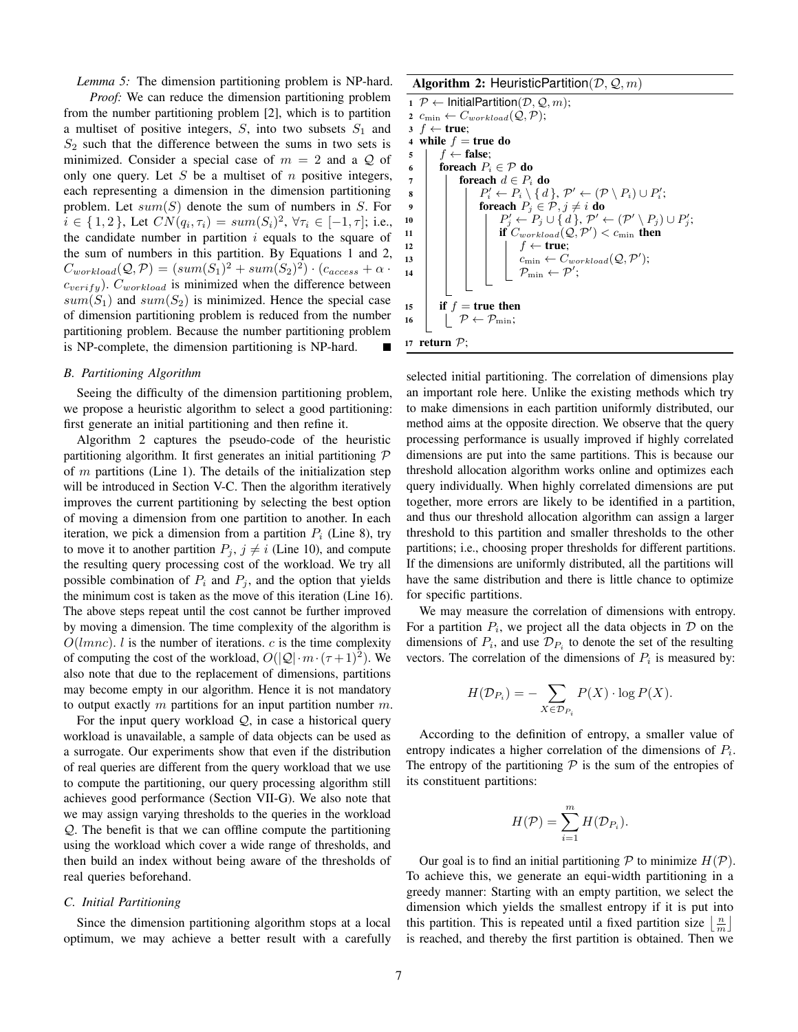*Lemma 5:* The dimension partitioning problem is NP-hard.

*Proof:* We can reduce the dimension partitioning problem from the number partitioning problem [2], which is to partition a multiset of positive integers, $S$, into two subsets $S_1$ and $S_2$ such that the difference between the sums in two sets is minimized. Consider a special case of $m = 2$ and a $\mathcal{Q}$ of only one query. Let $S$ be a multiset of $n$ positive integers, each representing a dimension in the dimension partitioning problem. Let $sum(S)$ denote the sum of numbers in $S$. For $i \in \{1, 2\}$, Let $CN(q_i, \tau_i) = sum(S_i)^2$, $\forall \tau_i \in [-1, \tau]$; i.e., the candidate number in partition $i$ equals to the square of the sum of numbers in this partition. By Equations 1 and 2, $C_{workload}(\mathcal{Q}, \mathcal{P}) = (sum(S_1)^2 + sum(S_2)^2) \cdot (c_{access} + \alpha \cdot c_{verify})$. $C_{workload}$ is minimized when the difference between $sum(S_1)$ and $sum(S_2)$ is minimized. Hence the special case of dimension partitioning problem is reduced from the number partitioning problem. Because the number partitioning problem is NP-complete, the dimension partitioning is NP-hard. ■

### B. Partitioning Algorithm

Seeing the difficulty of the dimension partitioning problem, we propose a heuristic algorithm to select a good partitioning: first generate an initial partitioning and then refine it.

Algorithm 2 captures the pseudo-code of the heuristic partitioning algorithm. It first generates an initial partitioning $\mathcal{P}$ of $m$ partitions (Line 1). The details of the initialization step will be introduced in Section V-C. Then the algorithm iteratively improves the current partitioning by selecting the best option of moving a dimension from one partition to another. In each iteration, we pick a dimension from a partition $P_i$ (Line 8), try to move it to another partition $P_j$, $j \neq i$ (Line 10), and compute the resulting query processing cost of the workload. We try all possible combination of $P_i$ and $P_j$, and the option that yields the minimum cost is taken as the move of this iteration (Line 16). The above steps repeat until the cost cannot be further improved by moving a dimension. The time complexity of the algorithm is $O(lmnc)$. $l$ is the number of iterations. $c$ is the time complexity of computing the cost of the workload, $O(|\mathcal{Q}| \cdot m \cdot (\tau + 1)^2)$. We also note that due to the replacement of dimensions, partitions may become empty in our algorithm. Hence it is not mandatory to output exactly $m$ partitions for an input partition number $m$.

For the input query workload $\mathcal{Q}$, in case a historical query workload is unavailable, a sample of data objects can be used as a surrogate. Our experiments show that even if the distribution of real queries are different from the query workload that we use to compute the partitioning, our query processing algorithm still achieves good performance (Section VII-G). We also note that we may assign varying thresholds to the queries in the workload $\mathcal{Q}$. The benefit is that we can offline compute the partitioning using the workload which cover a wide range of thresholds, and then build an index without being aware of the thresholds of real queries beforehand.

**Algorithm 2:** HeuristicPartition($\mathcal{D}, \mathcal{Q}, m$)

```
1  P ← InitialPartition(D, Q, m);
2  c_min ← C_workload(Q, P);
3  f ← true;
4  while f = true do
5      f ← false;
6      foreach P_i ∈ P do
7          foreach d ∈ P_i do
8              P'_i ← P_i \ { d }, P' ← (P \ P_i) ∪ P'_i;
9              foreach P_j ∈ P, j ≠ i do
10                 P'_j ← P_j ∪ { d }, P' ← (P' \ P_j) ∪ P'_j;
11                 if C_workload(Q, P') < c_min then
12                     f ← true;
13                     c_min ← C_workload(Q, P');
14                     P_min ← P';
15     if f = true then
16         P ← P_min;
17 return P;
```

### C. Initial Partitioning

Since the dimension partitioning algorithm stops at a local optimum, we may achieve a better result with a carefully selected initial partitioning. The correlation of dimensions play an important role here. Unlike the existing methods which try to make dimensions in each partition uniformly distributed, our method aims at the opposite direction. We observe that the query processing performance is usually improved if highly correlated dimensions are put into the same partitions. This is because our threshold allocation algorithm works online and optimizes each query individually. When highly correlated dimensions are put together, more errors are likely to be identified in a partition, and thus our threshold allocation algorithm can assign a larger threshold to this partition and smaller thresholds to the other partitions; i.e., choosing proper thresholds for different partitions. If the dimensions are uniformly distributed, all the partitions will have the same distribution and there is little chance to optimize for specific partitions.

We may measure the correlation of dimensions with entropy. For a partition $P_i$, we project all the data objects in $\mathcal{D}$ on the dimensions of $P_i$, and use $\mathcal{D}_{P_i}$ to denote the set of the resulting vectors. The correlation of the dimensions of $P_i$ is measured by:

$$H(\mathcal{D}_{P_i}) = -\sum_{X \in \mathcal{D}_{P_i}} P(X) \cdot \log P(X).$$

According to the definition of entropy, a smaller value of entropy indicates a higher correlation of the dimensions of $P_i$. The entropy of the partitioning $\mathcal{P}$ is the sum of the entropies of its constituent partitions:

$$H(\mathcal{P}) = \sum_{i=1}^{m} H(\mathcal{D}_{P_i}).$$

Our goal is to find an initial partitioning $\mathcal{P}$ to minimize $H(\mathcal{P})$. To achieve this, we generate an equi-width partitioning in a greedy manner: Starting with an empty partition, we select the dimension which yields the smallest entropy if it is put into this partition. This is repeated until a fixed partition size $\left\lfloor \frac{n}{m} \right\rfloor$ is reached, and thereby the first partition is obtained. Then we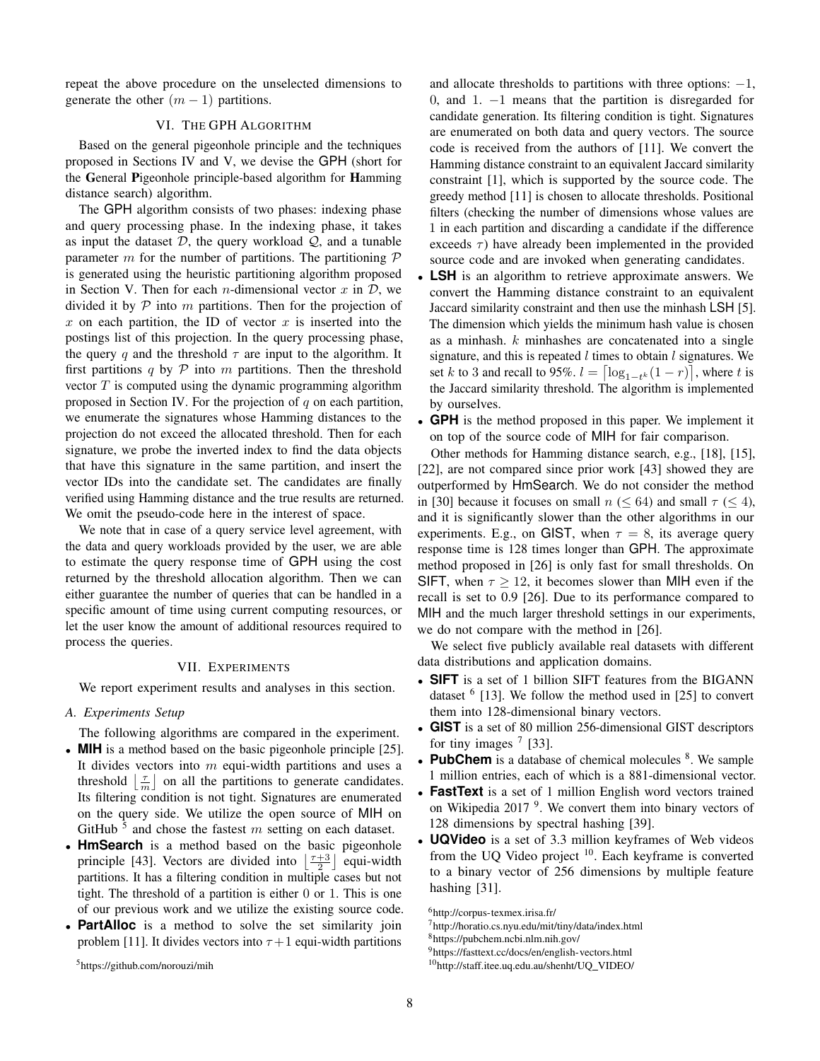repeat the above procedure on the unselected dimensions to generate the other $(m-1)$ partitions.

## VI. The GPH Algorithm

Based on the general pigeonhole principle and the techniques proposed in Sections IV and V, we devise the GPH (short for the **G**eneral **P**igeonhole principle-based algorithm for **H**amming distance search) algorithm.

The GPH algorithm consists of two phases: indexing phase and query processing phase. In the indexing phase, it takes as input the dataset $\mathcal{D}$, the query workload $\mathcal{Q}$, and a tunable parameter $m$ for the number of partitions. The partitioning $\mathcal{P}$ is generated using the heuristic partitioning algorithm proposed in Section V. Then for each $n$-dimensional vector $x$ in $\mathcal{D}$, we divided it by $\mathcal{P}$ into $m$ partitions. Then for the projection of $x$ on each partition, the ID of vector $x$ is inserted into the postings list of this projection. In the query processing phase, the query $q$ and the threshold $\tau$ are input to the algorithm. It first partitions $q$ by $\mathcal{P}$ into $m$ partitions. Then the threshold vector $T$ is computed using the dynamic programming algorithm proposed in Section IV. For the projection of $q$ on each partition, we enumerate the signatures whose Hamming distances to the projection do not exceed the allocated threshold. Then for each signature, we probe the inverted index to find the data objects that have this signature in the same partition, and insert the vector IDs into the candidate set. The candidates are finally verified using Hamming distance and the true results are returned. We omit the pseudo-code here in the interest of space.

We note that in case of a query service level agreement, with the data and query workloads provided by the user, we are able to estimate the query response time of GPH using the cost returned by the threshold allocation algorithm. Then we can either guarantee the number of queries that can be handled in a specific amount of time using current computing resources, or let the user know the amount of additional resources required to process the queries.

## VII. Experiments

We report experiment results and analyses in this section.

### A. Experiments Setup

The following algorithms are compared in the experiment.

- **MIH** is a method based on the basic pigeonhole principle [25]. It divides vectors into $m$ equi-width partitions and uses a threshold $\lfloor \frac{\tau}{m} \rfloor$ on all the partitions to generate candidates. Its filtering condition is not tight. Signatures are enumerated on the query side. We utilize the open source of MIH on GitHub [5] and chose the fastest $m$ setting on each dataset.
- **HmSearch** is a method based on the basic pigeonhole principle [43]. Vectors are divided into $\lfloor \frac{\tau+3}{2} \rfloor$ equi-width partitions. It has a filtering condition in multiple cases but not tight. The threshold of a partition is either 0 or 1. This is one of our previous work and we utilize the existing source code.
- **PartAlloc** is a method to solve the set similarity join problem [11]. It divides vectors into $\tau+1$ equi-width partitions and allocate thresholds to partitions with three options: $-1$, 0, and 1. $-1$ means that the partition is disregarded for candidate generation. Its filtering condition is tight. Signatures are enumerated on both data and query vectors. The source code is received from the authors of [11]. We convert the Hamming distance constraint to an equivalent Jaccard similarity constraint [1], which is supported by the source code. The greedy method [11] is chosen to allocate thresholds. Positional filters (checking the number of dimensions whose values are 1 in each partition and discarding a candidate if the difference exceeds $\tau$) have already been implemented in the provided source code and are invoked when generating candidates.
- **LSH** is an algorithm to retrieve approximate answers. We convert the Hamming distance constraint to an equivalent Jaccard similarity constraint and then use the minhash LSH [5]. The dimension which yields the minimum hash value is chosen as a minhash. $k$ minhashes are concatenated into a single signature, and this is repeated $l$ times to obtain $l$ signatures. We set $k$ to 3 and recall to 95%. $l = \lceil \log_{1-t^k}(1-r) \rceil$, where $t$ is the Jaccard similarity threshold. The algorithm is implemented by ourselves.
- **GPH** is the method proposed in this paper. We implement it on top of the source code of MIH for fair comparison.

Other methods for Hamming distance search, e.g., [18], [15], [22], are not compared since prior work [43] showed they are outperformed by HmSearch. We do not consider the method in [30] because it focuses on small $n$ ($\leq 64$) and small $\tau$ ($\leq 4$), and it is significantly slower than the other algorithms in our experiments. E.g., on GIST, when $\tau = 8$, its average query response time is 128 times longer than GPH. The approximate method proposed in [26] is only fast for small thresholds. On SIFT, when $\tau \geq 12$, it becomes slower than MIH even if the recall is set to 0.9 [26]. Due to its performance compared to MIH and the much larger threshold settings in our experiments, we do not compare with the method in [26].

We select five publicly available real datasets with different data distributions and application domains.

- **SIFT** is a set of 1 billion SIFT features from the BIGANN dataset [6] [13]. We follow the method used in [25] to convert them into 128-dimensional binary vectors.
- **GIST** is a set of 80 million 256-dimensional GIST descriptors for tiny images [7] [33].
- **PubChem** is a database of chemical molecules [8]. We sample 1 million entries, each of which is a 881-dimensional vector.
- **FastText** is a set of 1 million English word vectors trained on Wikipedia 2017 [9]. We convert them into binary vectors of 128 dimensions by spectral hashing [39].
- **UQVideo** is a set of 3.3 million keyframes of Web videos from the UQ Video project [10]. Each keyframe is converted to a binary vector of 256 dimensions by multiple feature hashing [31].

[5] https://github.com/norouzi/mih

[6] http://corpus-texmex.irisa.fr/

[7] http://horatio.cs.nyu.edu/mit/tiny/data/index.html

[8] https://pubchem.ncbi.nlm.nih.gov/

[9] https://fasttext.cc/docs/en/english-vectors.html

[10] http://staff.itee.uq.edu.au/shenht/UQ_VIDEO/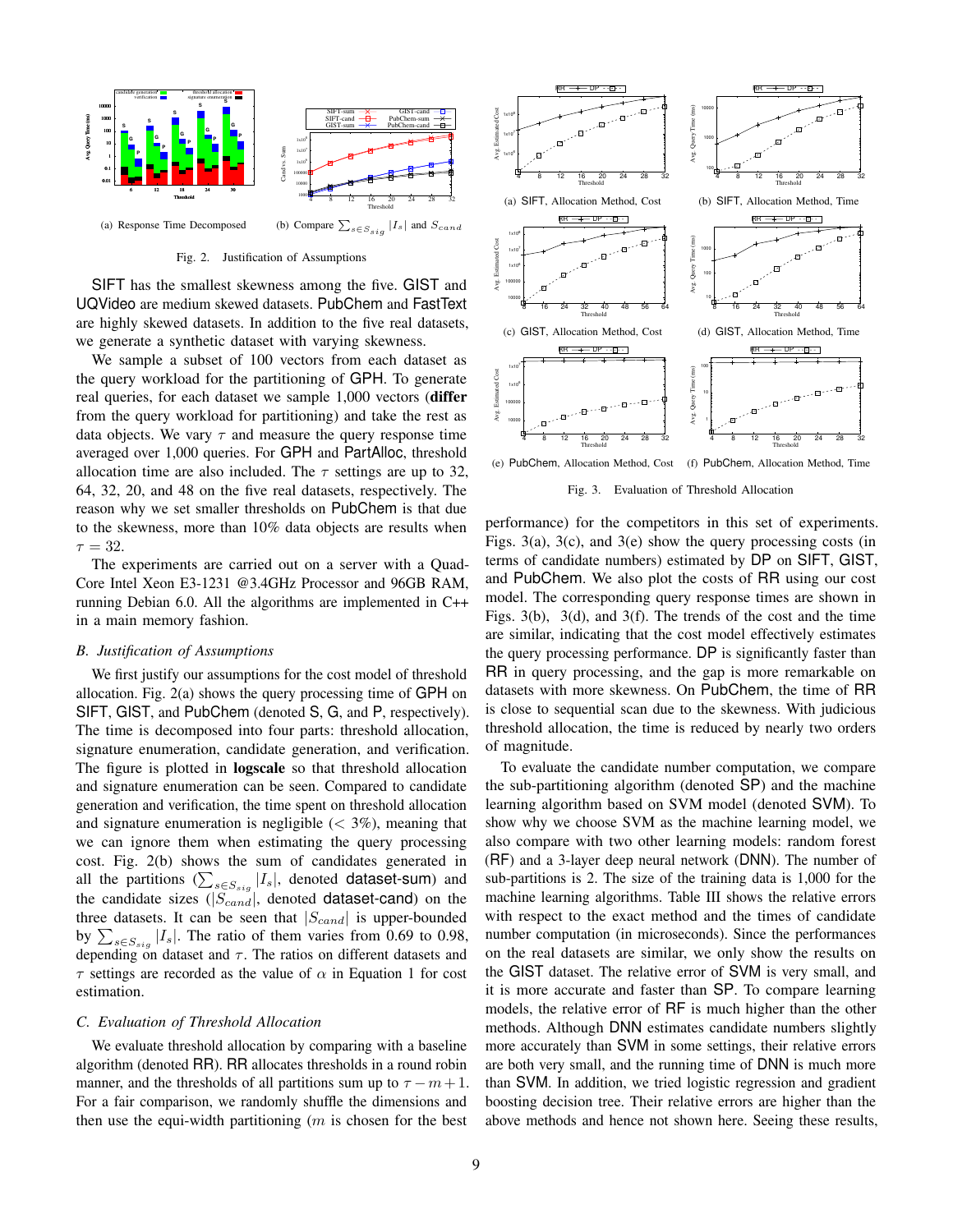(a) Response Time Decomposed

(b) Compare $\sum_{s \in S_{sig}} |I_s|$ and $S_{cand}$

Fig. 2. Justification of Assumptions

SIFT has the smallest skewness among the five. GIST and UQVideo are medium skewed datasets. PubChem and FastText are highly skewed datasets. In addition to the five real datasets, we generate a synthetic dataset with varying skewness.

We sample a subset of 100 vectors from each dataset as the query workload for the partitioning of GPH. To generate real queries, for each dataset we sample 1,000 vectors (**differ** from the query workload for partitioning) and take the rest as data objects. We vary $\tau$ and measure the query response time averaged over 1,000 queries. For GPH and PartAlloc, threshold allocation time are also included. The $\tau$ settings are up to 32, 64, 32, 20, and 48 on the five real datasets, respectively. The reason why we set smaller thresholds on PubChem is that due to the skewness, more than 10% data objects are results when $\tau = 32$.

The experiments are carried out on a server with a Quad-Core Intel Xeon E3-1231 @3.4GHz Processor and 96GB RAM, running Debian 6.0. All the algorithms are implemented in C++ in a main memory fashion.

### B. Justification of Assumptions

We first justify our assumptions for the cost model of threshold allocation. Fig. 2(a) shows the query processing time of GPH on SIFT, GIST, and PubChem (denoted S, G, and P, respectively). The time is decomposed into four parts: threshold allocation, signature enumeration, candidate generation, and verification. The figure is plotted in **logscale** so that threshold allocation and signature enumeration can be seen. Compared to candidate generation and verification, the time spent on threshold allocation and signature enumeration is negligible ($< 3\%$), meaning that we can ignore them when estimating the query processing cost. Fig. 2(b) shows the sum of candidates generated in all the partitions ($\sum_{s \in S_{sig}} |I_s|$, denoted dataset-sum) and the candidate sizes ($|S_{cand}|$, denoted dataset-cand) on the three datasets. It can be seen that $|S_{cand}|$ is upper-bounded by $\sum_{s \in S_{sig}} |I_s|$. The ratio of them varies from 0.69 to 0.98, depending on dataset and $\tau$. The ratios on different datasets and $\tau$ settings are recorded as the value of $\alpha$ in Equation 1 for cost estimation.

### C. Evaluation of Threshold Allocation

We evaluate threshold allocation by comparing with a baseline algorithm (denoted RR). RR allocates thresholds in a round robin manner, and the thresholds of all partitions sum up to $\tau - m + 1$. For a fair comparison, we randomly shuffle the dimensions and then use the equi-width partitioning ($m$ is chosen for the best performance) for the competitors in this set of experiments. Figs. 3(a), 3(c), and 3(e) show the query processing costs (in terms of candidate numbers) estimated by DP on SIFT, GIST, and PubChem. We also plot the costs of RR using our cost model. The corresponding query response times are shown in Figs. 3(b), 3(d), and 3(f). The trends of the cost and the time are similar, indicating that the cost model effectively estimates the query processing performance. DP is significantly faster than RR in query processing, and the gap is more remarkable on datasets with more skewness. On PubChem, the time of RR is close to sequential scan due to the skewness. With judicious threshold allocation, the time is reduced by nearly two orders of magnitude.

(a) SIFT, Allocation Method, Cost

(b) SIFT, Allocation Method, Time

(c) GIST, Allocation Method, Cost

(d) GIST, Allocation Method, Time

(e) PubChem, Allocation Method, Cost

(f) PubChem, Allocation Method, Time

Fig. 3. Evaluation of Threshold Allocation

To evaluate the candidate number computation, we compare the sub-partitioning algorithm (denoted SP) and the machine learning algorithm based on SVM model (denoted SVM). To show why we choose SVM as the machine learning model, we also compare with two other learning models: random forest (RF) and a 3-layer deep neural network (DNN). The number of sub-partitions is 2. The size of the training data is 1,000 for the machine learning algorithms. Table III shows the relative errors with respect to the exact method and the times of candidate number computation (in microseconds). Since the performances on the real datasets are similar, we only show the results on the GIST dataset. The relative error of SVM is very small, and it is more accurate and faster than SP. To compare learning models, the relative error of RF is much higher than the other methods. Although DNN estimates candidate numbers slightly more accurately than SVM in some settings, their relative errors are both very small, and the running time of DNN is much more than SVM. In addition, we tried logistic regression and gradient boosting decision tree. Their relative errors are higher than the above methods and hence not shown here. Seeing these results,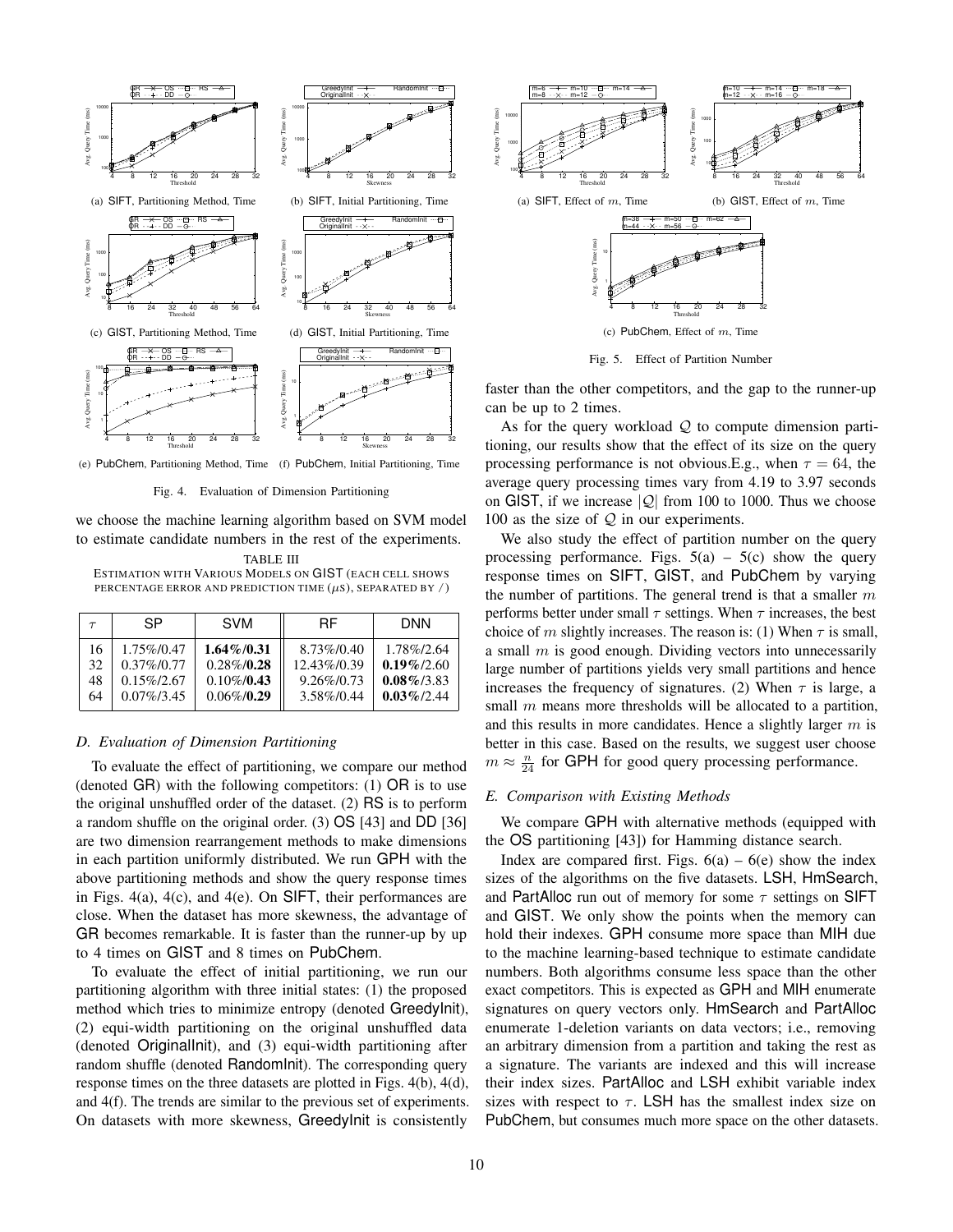(a) SIFT, Partitioning Method, Time (b) SIFT, Initial Partitioning, Time

(c) GIST, Partitioning Method, Time (d) GIST, Initial Partitioning, Time

(e) PubChem, Partitioning Method, Time (f) PubChem, Initial Partitioning, Time

Fig. 4. Evaluation of Dimension Partitioning

we choose the machine learning algorithm based on SVM model to estimate candidate numbers in the rest of the experiments.

TABLE III
ESTIMATION WITH VARIOUS MODELS ON GIST (EACH CELL SHOWS PERCENTAGE ERROR AND PREDICTION TIME ($\mu$S), SEPARATED BY / )

| $\tau$ | SP | SVM | RF | DNN |
|---|---|---|---|---|
| 16 | 1.75%/0.47 | **1.64%/0.31** | 8.73%/0.40 | 1.78%/2.64 |
| 32 | 0.37%/0.77 | 0.28%/**0.28** | 12.43%/0.39 | **0.19%**/2.60 |
| 48 | 0.15%/2.67 | 0.10%/**0.43** | 9.26%/0.73 | **0.08%**/3.83 |
| 64 | 0.07%/3.45 | 0.06%/**0.29** | 3.58%/0.44 | **0.03%**/2.44 |

### D. Evaluation of Dimension Partitioning

To evaluate the effect of partitioning, we compare our method (denoted GR) with the following competitors: (1) OR is to use the original unshuffled order of the dataset. (2) RS is to perform a random shuffle on the original order. (3) OS [43] and DD [36] are two dimension rearrangement methods to make dimensions in each partition uniformly distributed. We run GPH with the above partitioning methods and show the query response times in Figs. 4(a), 4(c), and 4(e). On SIFT, their performances are close. When the dataset has more skewness, the advantage of GR becomes remarkable. It is faster than the runner-up by up to 4 times on GIST and 8 times on PubChem.

To evaluate the effect of initial partitioning, we run our partitioning algorithm with three initial states: (1) the proposed method which tries to minimize entropy (denoted GreedyInit), (2) equi-width partitioning on the original unshuffled data (denoted OriginalInit), and (3) equi-width partitioning after random shuffle (denoted RandomInit). The corresponding query response times on the three datasets are plotted in Figs. 4(b), 4(d), and 4(f). The trends are similar to the previous set of experiments. On datasets with more skewness, GreedyInit is consistently faster than the other competitors, and the gap to the runner-up can be up to 2 times.

As for the query workload $\mathcal{Q}$ to compute dimension partitioning, our results show that the effect of its size on the query processing performance is not obvious.E.g., when $\tau = 64$, the average query processing times vary from 4.19 to 3.97 seconds on GIST, if we increase $|\mathcal{Q}|$ from 100 to 1000. Thus we choose 100 as the size of $\mathcal{Q}$ in our experiments.

(a) SIFT, Effect of $m$, Time (b) GIST, Effect of $m$, Time

(c) PubChem, Effect of $m$, Time

Fig. 5. Effect of Partition Number

We also study the effect of partition number on the query processing performance. Figs. 5(a) – 5(c) show the query response times on SIFT, GIST, and PubChem by varying the number of partitions. The general trend is that a smaller $m$ performs better under small $\tau$ settings. When $\tau$ increases, the best choice of $m$ slightly increases. The reason is: (1) When $\tau$ is small, a small $m$ is good enough. Dividing vectors into unnecessarily large number of partitions yields very small partitions and hence increases the frequency of signatures. (2) When $\tau$ is large, a small $m$ means more thresholds will be allocated to a partition, and this results in more candidates. Hence a slightly larger $m$ is better in this case. Based on the results, we suggest user choose $m \approx \frac{n}{24}$ for GPH for good query processing performance.

### E. Comparison with Existing Methods

We compare GPH with alternative methods (equipped with the OS partitioning [43]) for Hamming distance search.

Index are compared first. Figs. 6(a) – 6(e) show the index sizes of the algorithms on the five datasets. LSH, HmSearch, and PartAlloc run out of memory for some $\tau$ settings on SIFT and GIST. We only show the points when the memory can hold their indexes. GPH consume more space than MIH due to the machine learning-based technique to estimate candidate numbers. Both algorithms consume less space than the other exact competitors. This is expected as GPH and MIH enumerate signatures on query vectors only. HmSearch and PartAlloc enumerate 1-deletion variants on data vectors; i.e., removing an arbitrary dimension from a partition and taking the rest as a signature. The variants are indexed and this will increase their index sizes. PartAlloc and LSH exhibit variable index sizes with respect to $\tau$. LSH has the smallest index size on PubChem, but consumes much more space on the other datasets.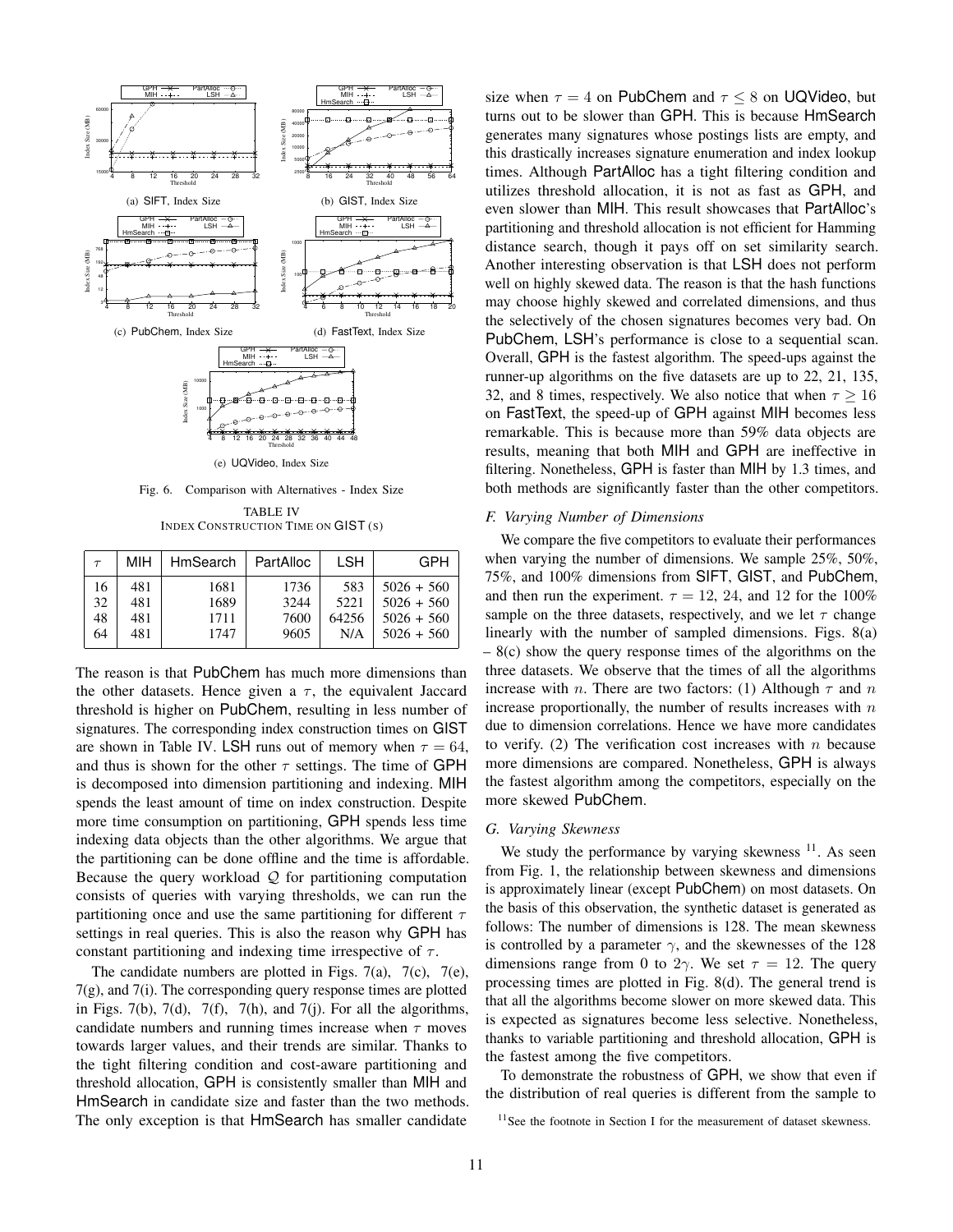(a) SIFT, Index Size

(b) GIST, Index Size

(c) PubChem, Index Size

(d) FastText, Index Size

(e) UQVideo, Index Size

Fig. 6. Comparison with Alternatives - Index Size

TABLE IV
INDEX CONSTRUCTION TIME ON GIST (S)

| $\tau$ | MIH | HmSearch | PartAlloc | LSH | GPH |
|---|---|---|---|---|---|
| 16 | 481 | 1681 | 1736 | 583 | 5026 + 560 |
| 32 | 481 | 1689 | 3244 | 5221 | 5026 + 560 |
| 48 | 481 | 1711 | 7600 | 64256 | 5026 + 560 |
| 64 | 481 | 1747 | 9605 | N/A | 5026 + 560 |

The reason is that PubChem has much more dimensions than the other datasets. Hence given a $\tau$, the equivalent Jaccard threshold is higher on PubChem, resulting in less number of signatures. The corresponding index construction times on GIST are shown in Table IV. LSH runs out of memory when $\tau = 64$, and thus is shown for the other $\tau$ settings. The time of GPH is decomposed into dimension partitioning and indexing. MIH spends the least amount of time on index construction. Despite more time consumption on partitioning, GPH spends less time indexing data objects than the other algorithms. We argue that the partitioning can be done offline and the time is affordable. Because the query workload $\mathcal{Q}$ for partitioning computation consists of queries with varying thresholds, we can run the partitioning once and use the same partitioning for different $\tau$ settings in real queries. This is also the reason why GPH has constant partitioning and indexing time irrespective of $\tau$.

The candidate numbers are plotted in Figs. 7(a), 7(c), 7(e), 7(g), and 7(i). The corresponding query response times are plotted in Figs. 7(b), 7(d), 7(f), 7(h), and 7(j). For all the algorithms, candidate numbers and running times increase when $\tau$ moves towards larger values, and their trends are similar. Thanks to the tight filtering condition and cost-aware partitioning and threshold allocation, GPH is consistently smaller than MIH and HmSearch in candidate size and faster than the two methods. The only exception is that HmSearch has smaller candidate size when $\tau = 4$ on PubChem and $\tau \leq 8$ on UQVideo, but turns out to be slower than GPH. This is because HmSearch generates many signatures whose postings lists are empty, and this drastically increases signature enumeration and index lookup times. Although PartAlloc has a tight filtering condition and utilizes threshold allocation, it is not as fast as GPH, and even slower than MIH. This result showcases that PartAlloc's partitioning and threshold allocation is not efficient for Hamming distance search, though it pays off on set similarity search. Another interesting observation is that LSH does not perform well on highly skewed data. The reason is that the hash functions may choose highly skewed and correlated dimensions, and thus the selectively of the chosen signatures becomes very bad. On PubChem, LSH's performance is close to a sequential scan. Overall, GPH is the fastest algorithm. The speed-ups against the runner-up algorithms on the five datasets are up to 22, 21, 135, 32, and 8 times, respectively. We also notice that when $\tau \geq 16$ on FastText, the speed-up of GPH against MIH becomes less remarkable. This is because more than 59% data objects are results, meaning that both MIH and GPH are ineffective in filtering. Nonetheless, GPH is faster than MIH by 1.3 times, and both methods are significantly faster than the other competitors.

### F. Varying Number of Dimensions

We compare the five competitors to evaluate their performances when varying the number of dimensions. We sample 25%, 50%, 75%, and 100% dimensions from SIFT, GIST, and PubChem, and then run the experiment. $\tau$ = 12, 24, and 12 for the 100% sample on the three datasets, respectively, and we let $\tau$ change linearly with the number of sampled dimensions. Figs. 8(a) – 8(c) show the query response times of the algorithms on the three datasets. We observe that the times of all the algorithms increase with $n$. There are two factors: (1) Although $\tau$ and $n$ increase proportionally, the number of results increases with $n$ due to dimension correlations. Hence we have more candidates to verify. (2) The verification cost increases with $n$ because more dimensions are compared. Nonetheless, GPH is always the fastest algorithm among the competitors, especially on the more skewed PubChem.

### G. Varying Skewness

We study the performance by varying skewness [11]. As seen from Fig. 1, the relationship between skewness and dimensions is approximately linear (except PubChem) on most datasets. On the basis of this observation, the synthetic dataset is generated as follows: The number of dimensions is 128. The mean skewness is controlled by a parameter $\gamma$, and the skewnesses of the 128 dimensions range from 0 to $2\gamma$. We set $\tau = 12$. The query processing times are plotted in Fig. 8(d). The general trend is that all the algorithms become slower on more skewed data. This is expected as signatures become less selective. Nonetheless, thanks to variable partitioning and threshold allocation, GPH is the fastest among the five competitors.

To demonstrate the robustness of GPH, we show that even if the distribution of real queries is different from the sample to

[11] See the footnote in Section I for the measurement of dataset skewness.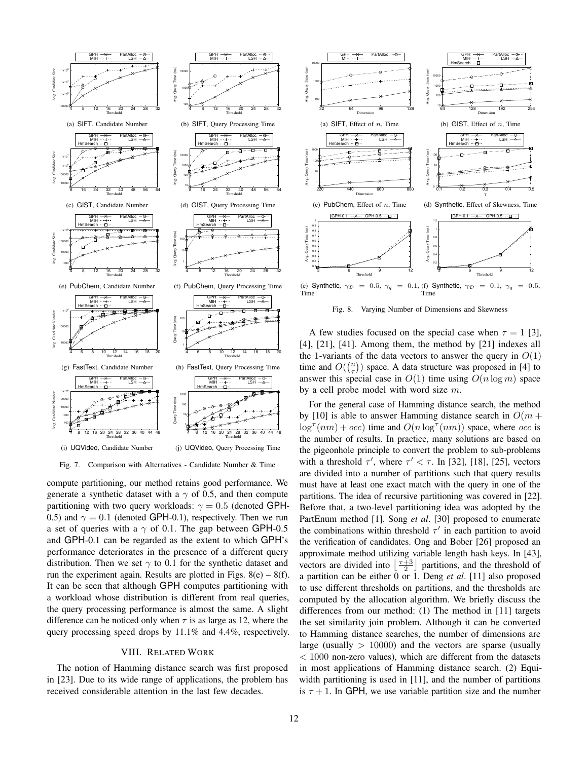(a) SIFT, Candidate Number

(b) SIFT, Query Processing Time

(c) GIST, Candidate Number

(d) GIST, Query Processing Time

(e) PubChem, Candidate Number

(f) PubChem, Query Processing Time

(g) FastText, Candidate Number

(h) FastText, Query Processing Time

(i) UQVideo, Candidate Number

(j) UQVideo, Query Processing Time

Fig. 7. Comparison with Alternatives - Candidate Number & Time

(a) SIFT, Effect of $n$, Time

(b) GIST, Effect of $n$, Time

(c) PubChem, Effect of $n$, Time

(d) Synthetic, Effect of Skewness, Time

(e) Synthetic, $\gamma_{\mathcal{D}} = 0.5$, $\gamma_q = 0.1$, Time

(f) Synthetic, $\gamma_{\mathcal{D}} = 0.1$, $\gamma_q = 0.5$, Time

Fig. 8. Varying Number of Dimensions and Skewness

compute partitioning, our method retains good performance. We generate a synthetic dataset with a $\gamma$ of 0.5, and then compute partitioning with two query workloads: $\gamma = 0.5$ (denoted GPH-0.5) and $\gamma = 0.1$ (denoted GPH-0.1), respectively. Then we run a set of queries with a $\gamma$ of 0.1. The gap between GPH-0.5 and GPH-0.1 can be regarded as the extent to which GPH's performance deteriorates in the presence of a different query distribution. Then we set $\gamma$ to 0.1 for the synthetic dataset and run the experiment again. Results are plotted in Figs. 8(e) – 8(f). It can be seen that although GPH computes partitioning with a workload whose distribution is different from real queries, the query processing performance is almost the same. A slight difference can be noticed only when $\tau$ is as large as 12, where the query processing speed drops by 11.1% and 4.4%, respectively.

## VIII. Related Work

The notion of Hamming distance search was first proposed in [23]. Due to its wide range of applications, the problem has received considerable attention in the last few decades.

A few studies focused on the special case when $\tau = 1$ [3], [4], [21], [41]. Among them, the method by [21] indexes all the 1-variants of the data vectors to answer the query in $O(1)$ time and $O(\binom{n}{\tau})$ space. A data structure was proposed in [4] to answer this special case in $O(1)$ time using $O(n \log m)$ space by a cell probe model with word size $m$.

For the general case of Hamming distance search, the method by [10] is able to answer Hamming distance search in $O(m + \log^{\tau}(nm) + occ)$ time and $O(n \log^{\tau}(nm))$ space, where $occ$ is the number of results. In practice, many solutions are based on the pigeonhole principle to convert the problem to sub-problems with a threshold $\tau'$, where $\tau' < \tau$. In [32], [18], [25], vectors are divided into a number of partitions such that query results must have at least one exact match with the query in one of the partitions. The idea of recursive partitioning was covered in [22]. Before that, a two-level partitioning idea was adopted by the PartEnum method [1]. Song *et al*. [30] proposed to enumerate the combinations within threshold $\tau'$ in each partition to avoid the verification of candidates. Ong and Bober [26] proposed an approximate method utilizing variable length hash keys. In [43], vectors are divided into $\left\lfloor \frac{\tau+3}{2} \right\rfloor$ partitions, and the threshold of a partition can be either 0 or 1. Deng *et al*. [11] also proposed to use different thresholds on partitions, and the thresholds are computed by the allocation algorithm. We briefly discuss the differences from our method: (1) The method in [11] targets the set similarity join problem. Although it can be converted to Hamming distance searches, the number of dimensions are large (usually $> 10000$) and the vectors are sparse (usually $< 1000$ non-zero values), which are different from the datasets in most applications of Hamming distance search. (2) Equi-width partitioning is used in [11], and the number of partitions is $\tau + 1$. In GPH, we use variable partition size and the number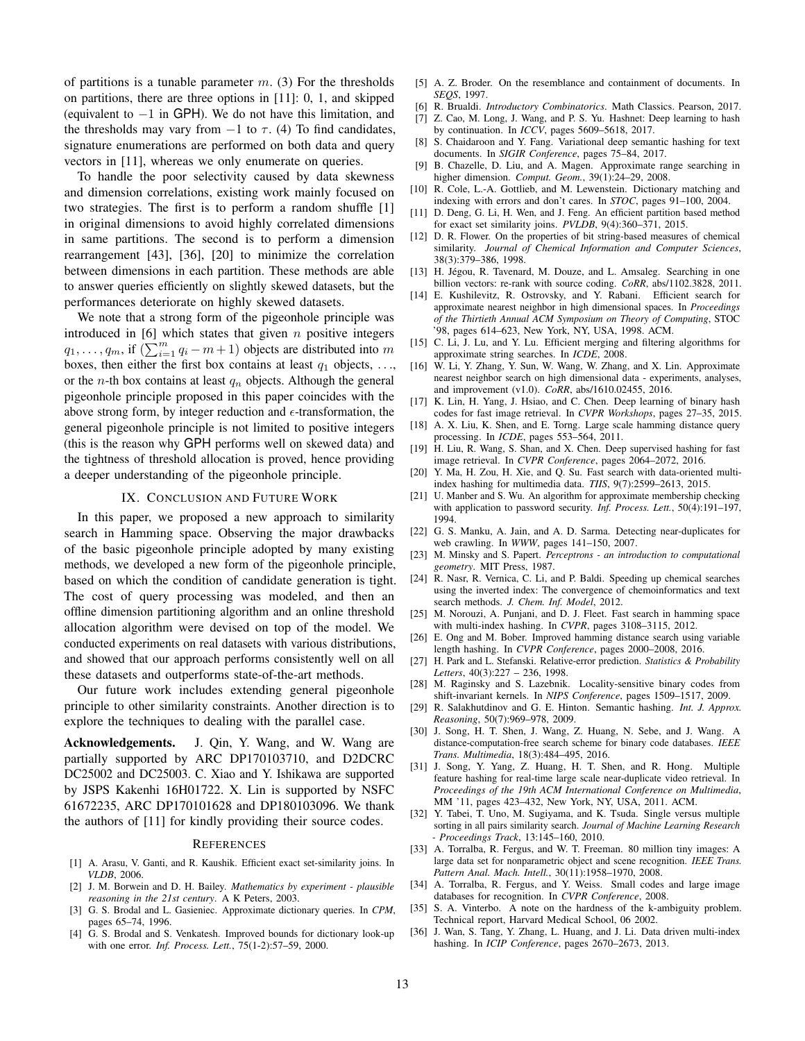of partitions is a tunable parameter $m$. (3) For the thresholds on partitions, there are three options in [11]: 0, 1, and skipped (equivalent to $-1$ in GPH). We do not have this limitation, and the thresholds may vary from $-1$ to $\tau$. (4) To find candidates, signature enumerations are performed on both data and query vectors in [11], whereas we only enumerate on queries.

To handle the poor selectivity caused by data skewness and dimension correlations, existing work mainly focused on two strategies. The first is to perform a random shuffle [1] in original dimensions to avoid highly correlated dimensions in same partitions. The second is to perform a dimension rearrangement [43], [36], [20] to minimize the correlation between dimensions in each partition. These methods are able to answer queries efficiently on slightly skewed datasets, but the performances deteriorate on highly skewed datasets.

We note that a strong form of the pigeonhole principle was introduced in [6] which states that given $n$ positive integers $q_1, \ldots, q_m$, if $(\sum_{i=1}^{m} q_i - m + 1)$ objects are distributed into $m$ boxes, then either the first box contains at least $q_1$ objects, ..., or the $n$-th box contains at least $q_n$ objects. Although the general pigeonhole principle proposed in this paper coincides with the above strong form, by integer reduction and $\epsilon$-transformation, the general pigeonhole principle is not limited to positive integers (this is the reason why GPH performs well on skewed data) and the tightness of threshold allocation is proved, hence providing a deeper understanding of the pigeonhole principle.

## IX. Conclusion and Future Work

In this paper, we proposed a new approach to similarity search in Hamming space. Observing the major drawbacks of the basic pigeonhole principle adopted by many existing methods, we developed a new form of the pigeonhole principle, based on which the condition of candidate generation is tight. The cost of query processing was modeled, and then an offline dimension partitioning algorithm and an online threshold allocation algorithm were devised on top of the model. We conducted experiments on real datasets with various distributions, and showed that our approach performs consistently well on all these datasets and outperforms state-of-the-art methods.

Our future work includes extending general pigeonhole principle to other similarity constraints. Another direction is to explore the techniques to dealing with the parallel case.

**Acknowledgements.** J. Qin, Y. Wang, and W. Wang are partially supported by ARC DP170103710, and D2DCRC DC25002 and DC25003. C. Xiao and Y. Ishikawa are supported by JSPS Kakenhi 16H01722. X. Lin is supported by NSFC 61672235, ARC DP170101628 and DP180103096. We thank the authors of [11] for kindly providing their source codes.

## References

[1] A. Arasu, V. Ganti, and R. Kaushik. Efficient exact set-similarity joins. In *VLDB*, 2006.

[2] J. M. Borwein and D. H. Bailey. *Mathematics by experiment - plausible reasoning in the 21st century*. A K Peters, 2003.

[3] G. S. Brodal and L. Gasieniec. Approximate dictionary queries. In *CPM*, pages 65–74, 1996.

[4] G. S. Brodal and S. Venkatesh. Improved bounds for dictionary look-up with one error. *Inf. Process. Lett.*, 75(1-2):57–59, 2000.

[5] A. Z. Broder. On the resemblance and containment of documents. In *SEQS*, 1997.

[6] R. Brualdi. *Introductory Combinatorics*. Math Classics. Pearson, 2017.

[7] Z. Cao, M. Long, J. Wang, and P. S. Yu. Hashnet: Deep learning to hash by continuation. In *ICCV*, pages 5609–5618, 2017.

[8] S. Chaidaroon and Y. Fang. Variational deep semantic hashing for text documents. In *SIGIR Conference*, pages 75–84, 2017.

[9] B. Chazelle, D. Liu, and A. Magen. Approximate range searching in higher dimension. *Comput. Geom.*, 39(1):24–29, 2008.

[10] R. Cole, L.-A. Gottlieb, and M. Lewenstein. Dictionary matching and indexing with errors and don't cares. In *STOC*, pages 91–100, 2004.

[11] D. Deng, G. Li, H. Wen, and J. Feng. An efficient partition based method for exact set similarity joins. *PVLDB*, 9(4):360–371, 2015.

[12] D. R. Flower. On the properties of bit string-based measures of chemical similarity. *Journal of Chemical Information and Computer Sciences*, 38(3):379–386, 1998.

[13] H. Jégou, R. Tavenard, M. Douze, and L. Amsaleg. Searching in one billion vectors: re-rank with source coding. *CoRR*, abs/1102.3828, 2011.

[14] E. Kushilevitz, R. Ostrovsky, and Y. Rabani. Efficient search for approximate nearest neighbor in high dimensional spaces. In *Proceedings of the Thirtieth Annual ACM Symposium on Theory of Computing*, STOC '98, pages 614–623, New York, NY, USA, 1998. ACM.

[15] C. Li, J. Lu, and Y. Lu. Efficient merging and filtering algorithms for approximate string searches. In *ICDE*, 2008.

[16] W. Li, Y. Zhang, Y. Sun, W. Wang, W. Zhang, and X. Lin. Approximate nearest neighbor search on high dimensional data - experiments, analyses, and improvement (v1.0). *CoRR*, abs/1610.02455, 2016.

[17] K. Lin, H. Yang, J. Hsiao, and C. Chen. Deep learning of binary hash codes for fast image retrieval. In *CVPR Workshops*, pages 27–35, 2015.

[18] A. X. Liu, K. Shen, and E. Torng. Large scale hamming distance query processing. In *ICDE*, pages 553–564, 2011.

[19] H. Liu, R. Wang, S. Shan, and X. Chen. Deep supervised hashing for fast image retrieval. In *CVPR Conference*, pages 2064–2072, 2016.

[20] Y. Ma, H. Zou, H. Xie, and Q. Su. Fast search with data-oriented multi-index hashing for multimedia data. *TIIS*, 9(7):2599–2613, 2015.

[21] U. Manber and S. Wu. An algorithm for approximate membership checking with application to password security. *Inf. Process. Lett.*, 50(4):191–197, 1994.

[22] G. S. Manku, A. Jain, and A. D. Sarma. Detecting near-duplicates for web crawling. In *WWW*, pages 141–150, 2007.

[23] M. Minsky and S. Papert. *Perceptrons - an introduction to computational geometry*. MIT Press, 1987.

[24] R. Nasr, R. Vernica, C. Li, and P. Baldi. Speeding up chemical searches using the inverted index: The convergence of chemoinformatics and text search methods. *J. Chem. Inf. Model*, 2012.

[25] M. Norouzi, A. Punjani, and D. J. Fleet. Fast search in hamming space with multi-index hashing. In *CVPR*, pages 3108–3115, 2012.

[26] E. Ong and M. Bober. Improved hamming distance search using variable length hashing. In *CVPR Conference*, pages 2000–2008, 2016.

[27] H. Park and L. Stefanski. Relative-error prediction. *Statistics & Probability Letters*, 40(3):227 – 236, 1998.

[28] M. Raginsky and S. Lazebnik. Locality-sensitive binary codes from shift-invariant kernels. In *NIPS Conference*, pages 1509–1517, 2009.

[29] R. Salakhutdinov and G. E. Hinton. Semantic hashing. *Int. J. Approx. Reasoning*, 50(7):969–978, 2009.

[30] J. Song, H. T. Shen, J. Wang, Z. Huang, N. Sebe, and J. Wang. A distance-computation-free search scheme for binary code databases. *IEEE Trans. Multimedia*, 18(3):484–495, 2016.

[31] J. Song, Y. Yang, Z. Huang, H. T. Shen, and R. Hong. Multiple feature hashing for real-time large scale near-duplicate video retrieval. In *Proceedings of the 19th ACM International Conference on Multimedia*, MM '11, pages 423–432, New York, NY, USA, 2011. ACM.

[32] Y. Tabei, T. Uno, M. Sugiyama, and K. Tsuda. Single versus multiple sorting in all pairs similarity search. *Journal of Machine Learning Research - Proceedings Track*, 13:145–160, 2010.

[33] A. Torralba, R. Fergus, and W. T. Freeman. 80 million tiny images: A large data set for nonparametric object and scene recognition. *IEEE Trans. Pattern Anal. Mach. Intell.*, 30(11):1958–1970, 2008.

[34] A. Torralba, R. Fergus, and Y. Weiss. Small codes and large image databases for recognition. In *CVPR Conference*, 2008.

[35] S. A. Vinterbo. A note on the hardness of the k-ambiguity problem. Technical report, Harvard Medical School, 06 2002.

[36] J. Wan, S. Tang, Y. Zhang, L. Huang, and J. Li. Data driven multi-index hashing. In *ICIP Conference*, pages 2670–2673, 2013.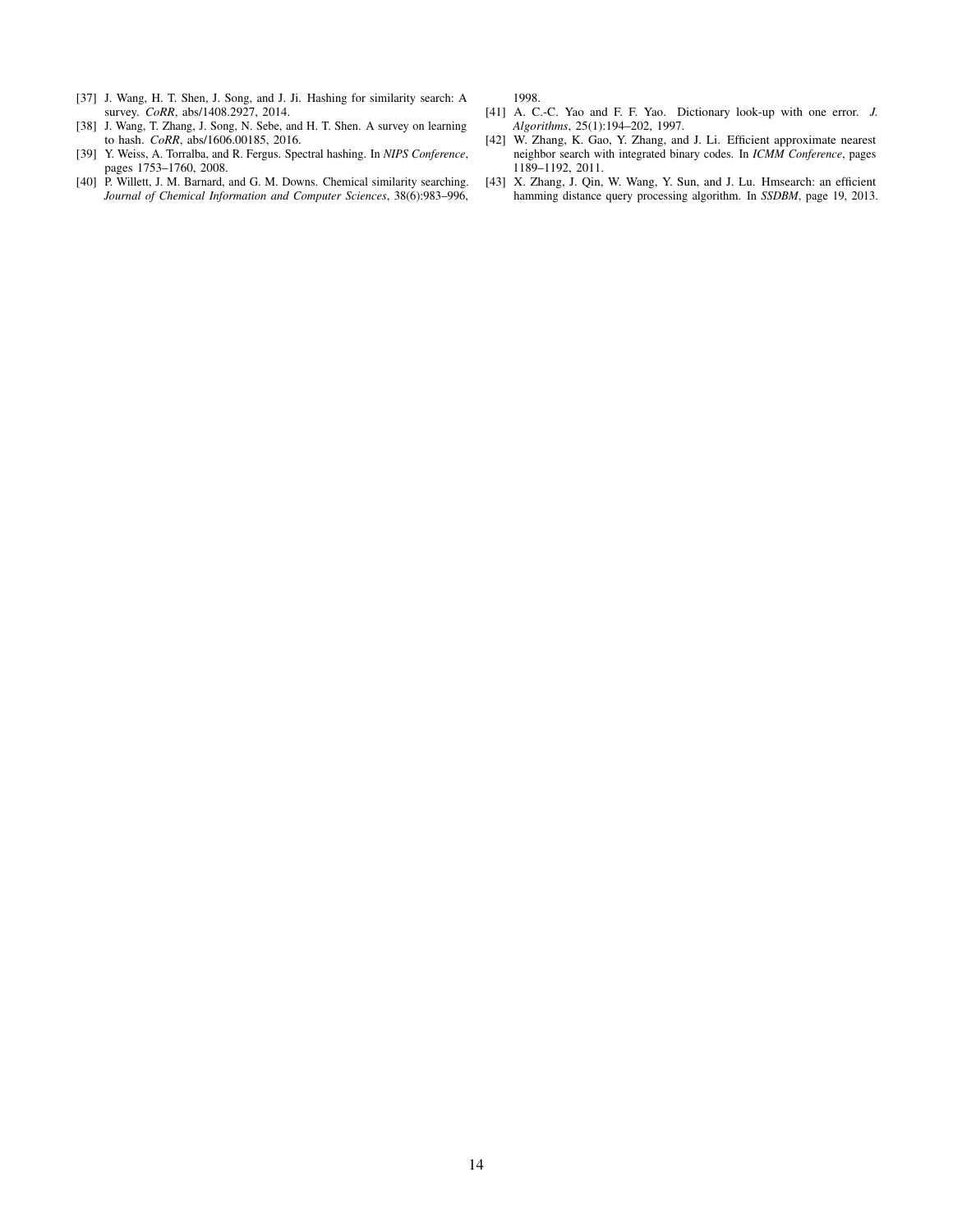[37] J. Wang, H. T. Shen, J. Song, and J. Ji. Hashing for similarity search: A survey. *CoRR*, abs/1408.2927, 2014.

[38] J. Wang, T. Zhang, J. Song, N. Sebe, and H. T. Shen. A survey on learning to hash. *CoRR*, abs/1606.00185, 2016.

[39] Y. Weiss, A. Torralba, and R. Fergus. Spectral hashing. In *NIPS Conference*, pages 1753–1760, 2008.

[40] P. Willett, J. M. Barnard, and G. M. Downs. Chemical similarity searching. *Journal of Chemical Information and Computer Sciences*, 38(6):983–996, 1998.

[41] A. C.-C. Yao and F. F. Yao. Dictionary look-up with one error. *J. Algorithms*, 25(1):194–202, 1997.

[42] W. Zhang, K. Gao, Y. Zhang, and J. Li. Efficient approximate nearest neighbor search with integrated binary codes. In *ICMM Conference*, pages 1189–1192, 2011.

[43] X. Zhang, J. Qin, W. Wang, Y. Sun, and J. Lu. Hmsearch: an efficient hamming distance query processing algorithm. In *SSDBM*, page 19, 2013.